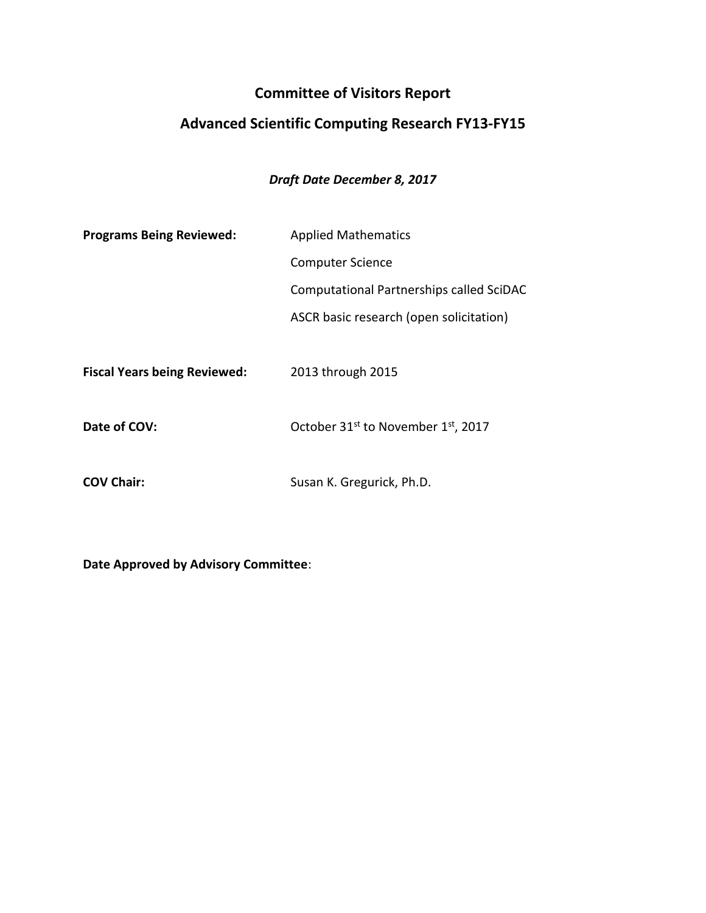# Committee of Visitors Report

## Advanced Scientific Computing Research FY13-FY15

***Draft Date December 8, 2017***

**Programs Being Reviewed:** Applied Mathematics

Computer Science

Computational Partnerships called SciDAC

ASCR basic research (open solicitation)

**Fiscal Years being Reviewed:** 2013 through 2015

**Date of COV:** October 31st to November 1st, 2017

**COV Chair:** Susan K. Gregurick, Ph.D.

**Date Approved by Advisory Committee**: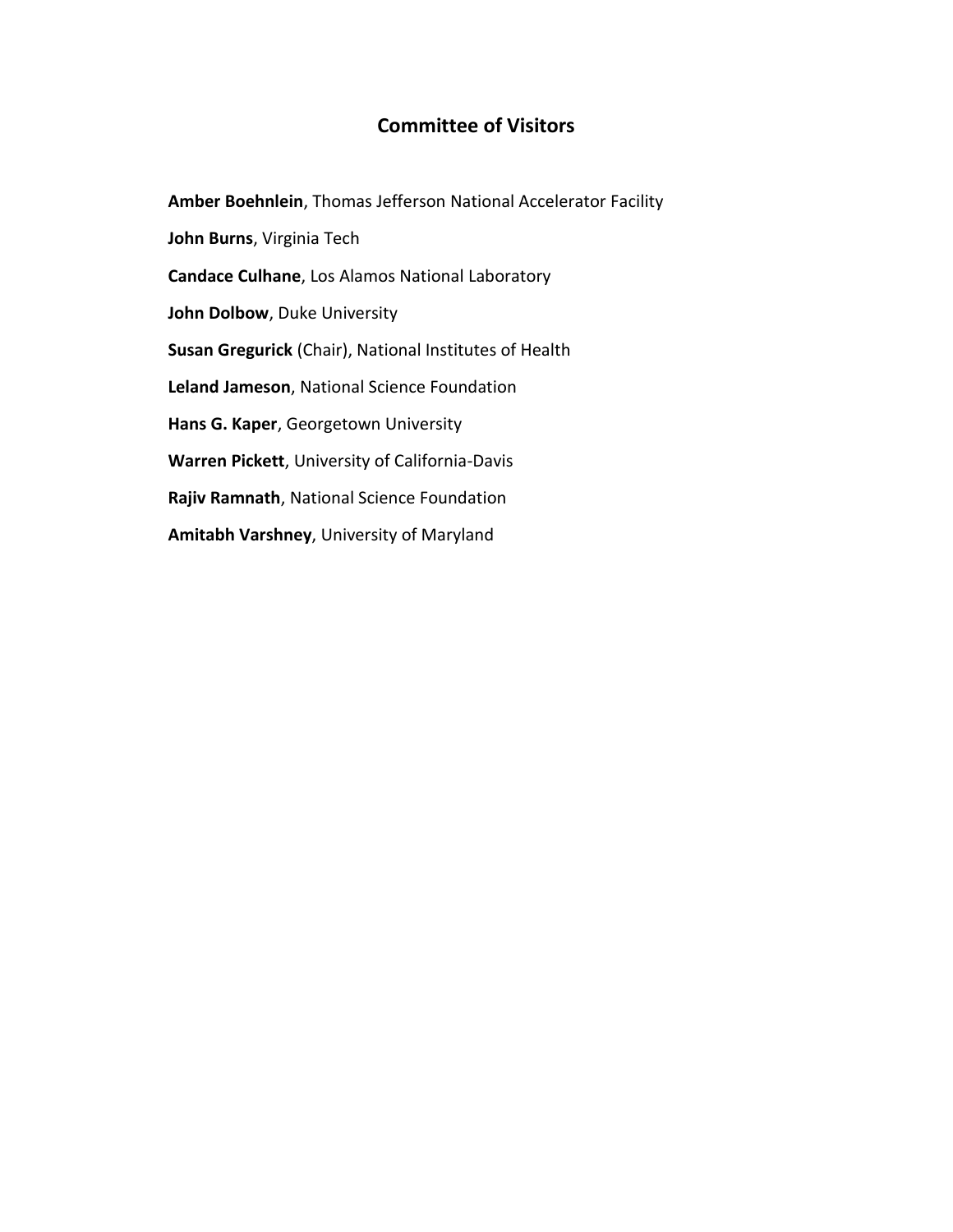## Committee of Visitors

**Amber Boehnlein**, Thomas Jefferson National Accelerator Facility

**John Burns**, Virginia Tech

**Candace Culhane**, Los Alamos National Laboratory

**John Dolbow**, Duke University

**Susan Gregurick** (Chair), National Institutes of Health

**Leland Jameson**, National Science Foundation

**Hans G. Kaper**, Georgetown University

**Warren Pickett**, University of California-Davis

**Rajiv Ramnath**, National Science Foundation

**Amitabh Varshney**, University of Maryland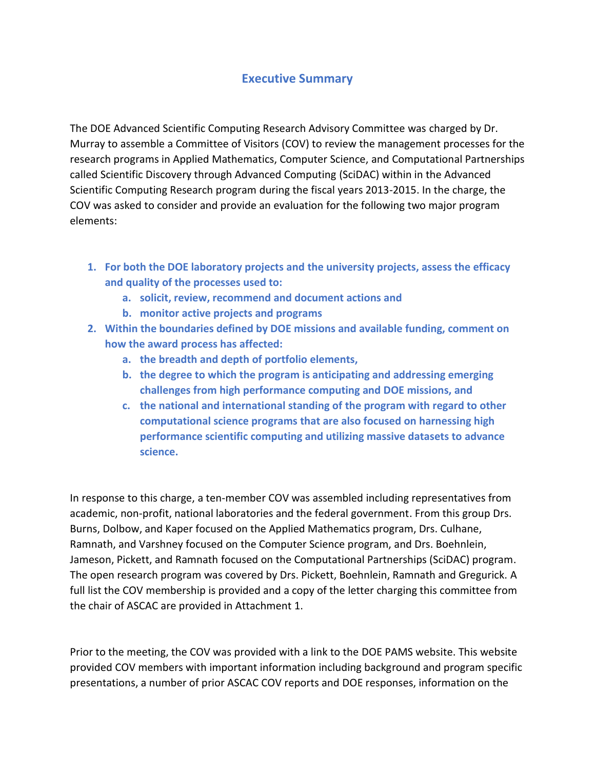# Executive Summary

The DOE Advanced Scientific Computing Research Advisory Committee was charged by Dr. Murray to assemble a Committee of Visitors (COV) to review the management processes for the research programs in Applied Mathematics, Computer Science, and Computational Partnerships called Scientific Discovery through Advanced Computing (SciDAC) within in the Advanced Scientific Computing Research program during the fiscal years 2013-2015. In the charge, the COV was asked to consider and provide an evaluation for the following two major program elements:

1. **For both the DOE laboratory projects and the university projects, assess the efficacy and quality of the processes used to:**
   a. **solicit, review, recommend and document actions and**
   b. **monitor active projects and programs**
2. **Within the boundaries defined by DOE missions and available funding, comment on how the award process has affected:**
   a. **the breadth and depth of portfolio elements,**
   b. **the degree to which the program is anticipating and addressing emerging challenges from high performance computing and DOE missions, and**
   c. **the national and international standing of the program with regard to other computational science programs that are also focused on harnessing high performance scientific computing and utilizing massive datasets to advance science.**

In response to this charge, a ten-member COV was assembled including representatives from academic, non-profit, national laboratories and the federal government. From this group Drs. Burns, Dolbow, and Kaper focused on the Applied Mathematics program, Drs. Culhane, Ramnath, and Varshney focused on the Computer Science program, and Drs. Boehnlein, Jameson, Pickett, and Ramnath focused on the Computational Partnerships (SciDAC) program. The open research program was covered by Drs. Pickett, Boehnlein, Ramnath and Gregurick. A full list the COV membership is provided and a copy of the letter charging this committee from the chair of ASCAC are provided in Attachment 1.

Prior to the meeting, the COV was provided with a link to the DOE PAMS website. This website provided COV members with important information including background and program specific presentations, a number of prior ASCAC COV reports and DOE responses, information on the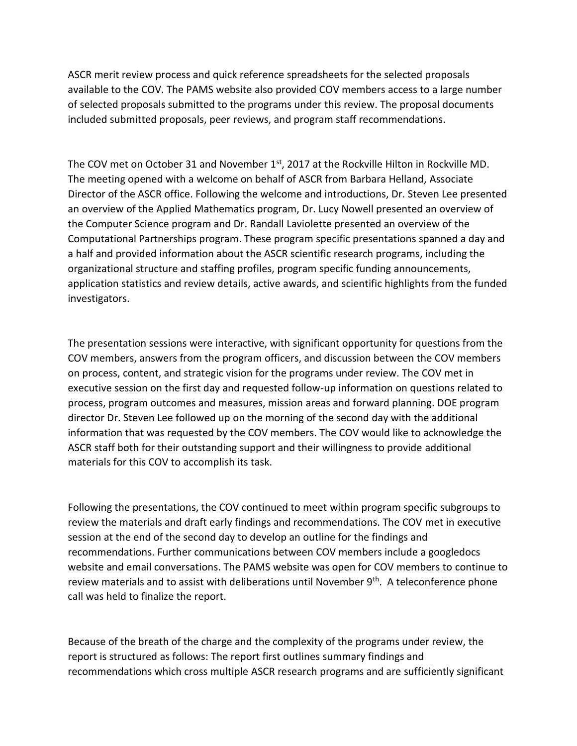ASCR merit review process and quick reference spreadsheets for the selected proposals available to the COV. The PAMS website also provided COV members access to a large number of selected proposals submitted to the programs under this review. The proposal documents included submitted proposals, peer reviews, and program staff recommendations.

The COV met on October 31 and November 1st, 2017 at the Rockville Hilton in Rockville MD. The meeting opened with a welcome on behalf of ASCR from Barbara Helland, Associate Director of the ASCR office. Following the welcome and introductions, Dr. Steven Lee presented an overview of the Applied Mathematics program, Dr. Lucy Nowell presented an overview of the Computer Science program and Dr. Randall Laviolette presented an overview of the Computational Partnerships program. These program specific presentations spanned a day and a half and provided information about the ASCR scientific research programs, including the organizational structure and staffing profiles, program specific funding announcements, application statistics and review details, active awards, and scientific highlights from the funded investigators.

The presentation sessions were interactive, with significant opportunity for questions from the COV members, answers from the program officers, and discussion between the COV members on process, content, and strategic vision for the programs under review. The COV met in executive session on the first day and requested follow-up information on questions related to process, program outcomes and measures, mission areas and forward planning. DOE program director Dr. Steven Lee followed up on the morning of the second day with the additional information that was requested by the COV members. The COV would like to acknowledge the ASCR staff both for their outstanding support and their willingness to provide additional materials for this COV to accomplish its task.

Following the presentations, the COV continued to meet within program specific subgroups to review the materials and draft early findings and recommendations. The COV met in executive session at the end of the second day to develop an outline for the findings and recommendations. Further communications between COV members include a googledocs website and email conversations. The PAMS website was open for COV members to continue to review materials and to assist with deliberations until November 9th. A teleconference phone call was held to finalize the report.

Because of the breath of the charge and the complexity of the programs under review, the report is structured as follows: The report first outlines summary findings and recommendations which cross multiple ASCR research programs and are sufficiently significant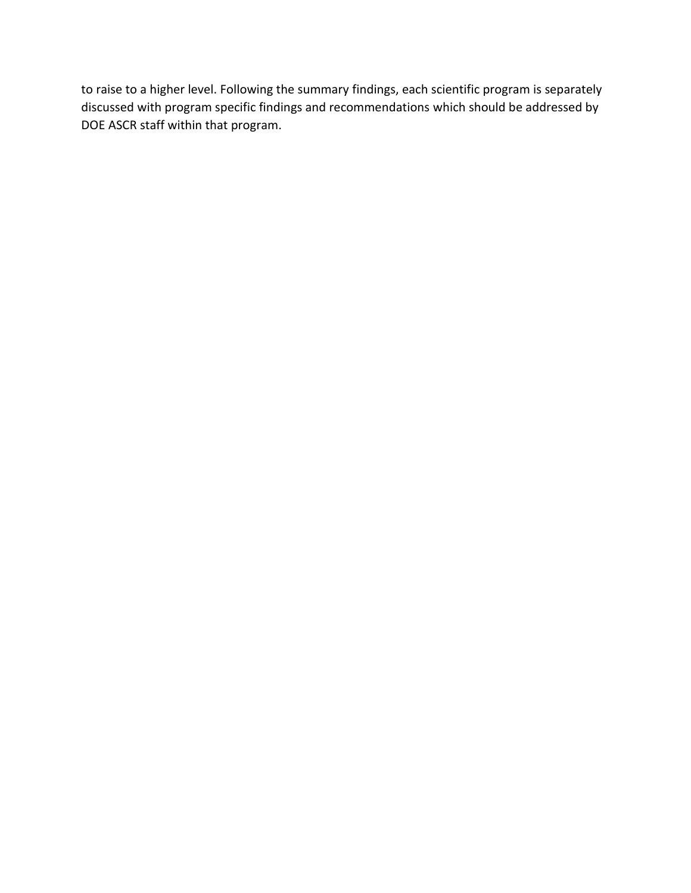to raise to a higher level. Following the summary findings, each scientific program is separately discussed with program specific findings and recommendations which should be addressed by DOE ASCR staff within that program.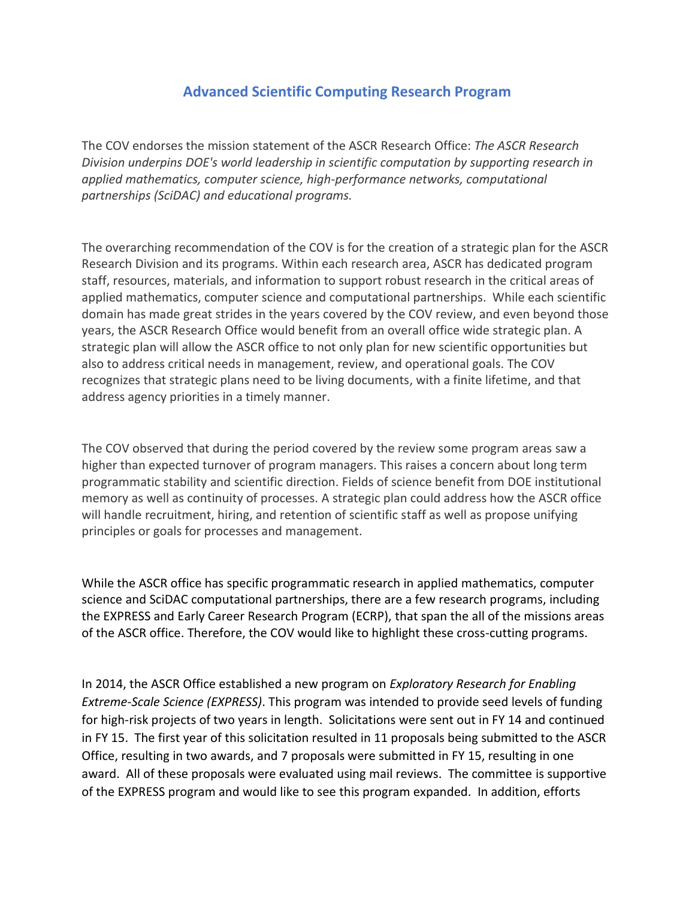## Advanced Scientific Computing Research Program

The COV endorses the mission statement of the ASCR Research Office: *The ASCR Research Division underpins DOE's world leadership in scientific computation by supporting research in applied mathematics, computer science, high-performance networks, computational partnerships (SciDAC) and educational programs.*

The overarching recommendation of the COV is for the creation of a strategic plan for the ASCR Research Division and its programs. Within each research area, ASCR has dedicated program staff, resources, materials, and information to support robust research in the critical areas of applied mathematics, computer science and computational partnerships. While each scientific domain has made great strides in the years covered by the COV review, and even beyond those years, the ASCR Research Office would benefit from an overall office wide strategic plan. A strategic plan will allow the ASCR office to not only plan for new scientific opportunities but also to address critical needs in management, review, and operational goals. The COV recognizes that strategic plans need to be living documents, with a finite lifetime, and that address agency priorities in a timely manner.

The COV observed that during the period covered by the review some program areas saw a higher than expected turnover of program managers. This raises a concern about long term programmatic stability and scientific direction. Fields of science benefit from DOE institutional memory as well as continuity of processes. A strategic plan could address how the ASCR office will handle recruitment, hiring, and retention of scientific staff as well as propose unifying principles or goals for processes and management.

While the ASCR office has specific programmatic research in applied mathematics, computer science and SciDAC computational partnerships, there are a few research programs, including the EXPRESS and Early Career Research Program (ECRP), that span the all of the missions areas of the ASCR office. Therefore, the COV would like to highlight these cross-cutting programs.

In 2014, the ASCR Office established a new program on *Exploratory Research for Enabling Extreme-Scale Science (EXPRESS)*. This program was intended to provide seed levels of funding for high-risk projects of two years in length. Solicitations were sent out in FY 14 and continued in FY 15. The first year of this solicitation resulted in 11 proposals being submitted to the ASCR Office, resulting in two awards, and 7 proposals were submitted in FY 15, resulting in one award. All of these proposals were evaluated using mail reviews. The committee is supportive of the EXPRESS program and would like to see this program expanded. In addition, efforts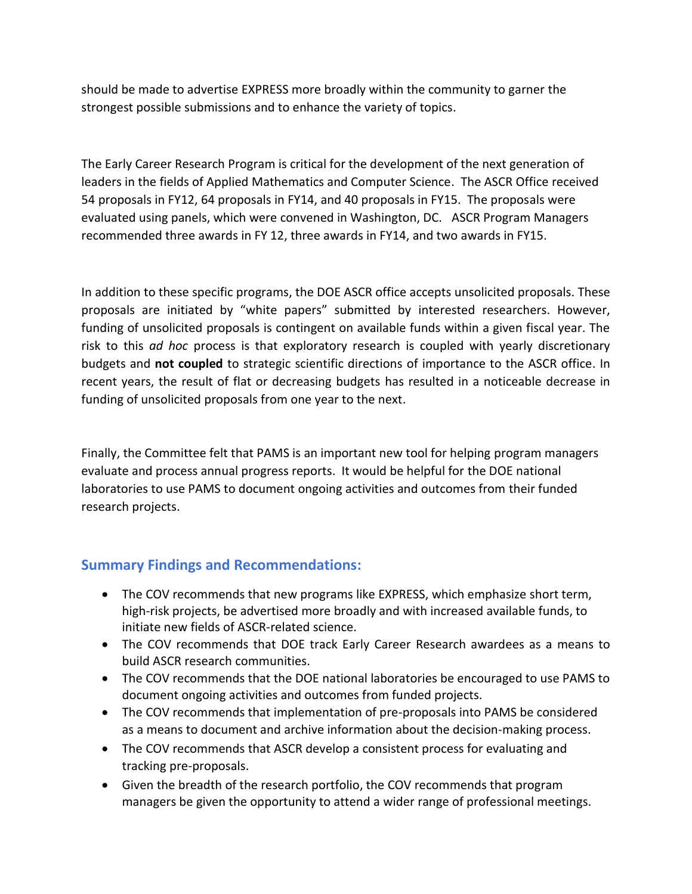should be made to advertise EXPRESS more broadly within the community to garner the strongest possible submissions and to enhance the variety of topics.

The Early Career Research Program is critical for the development of the next generation of leaders in the fields of Applied Mathematics and Computer Science. The ASCR Office received 54 proposals in FY12, 64 proposals in FY14, and 40 proposals in FY15. The proposals were evaluated using panels, which were convened in Washington, DC. ASCR Program Managers recommended three awards in FY 12, three awards in FY14, and two awards in FY15.

In addition to these specific programs, the DOE ASCR office accepts unsolicited proposals. These proposals are initiated by "white papers" submitted by interested researchers. However, funding of unsolicited proposals is contingent on available funds within a given fiscal year. The risk to this *ad hoc* process is that exploratory research is coupled with yearly discretionary budgets and **not coupled** to strategic scientific directions of importance to the ASCR office. In recent years, the result of flat or decreasing budgets has resulted in a noticeable decrease in funding of unsolicited proposals from one year to the next.

Finally, the Committee felt that PAMS is an important new tool for helping program managers evaluate and process annual progress reports. It would be helpful for the DOE national laboratories to use PAMS to document ongoing activities and outcomes from their funded research projects.

### Summary Findings and Recommendations:

- The COV recommends that new programs like EXPRESS, which emphasize short term, high-risk projects, be advertised more broadly and with increased available funds, to initiate new fields of ASCR-related science.
- The COV recommends that DOE track Early Career Research awardees as a means to build ASCR research communities.
- The COV recommends that the DOE national laboratories be encouraged to use PAMS to document ongoing activities and outcomes from funded projects.
- The COV recommends that implementation of pre-proposals into PAMS be considered as a means to document and archive information about the decision-making process.
- The COV recommends that ASCR develop a consistent process for evaluating and tracking pre-proposals.
- Given the breadth of the research portfolio, the COV recommends that program managers be given the opportunity to attend a wider range of professional meetings.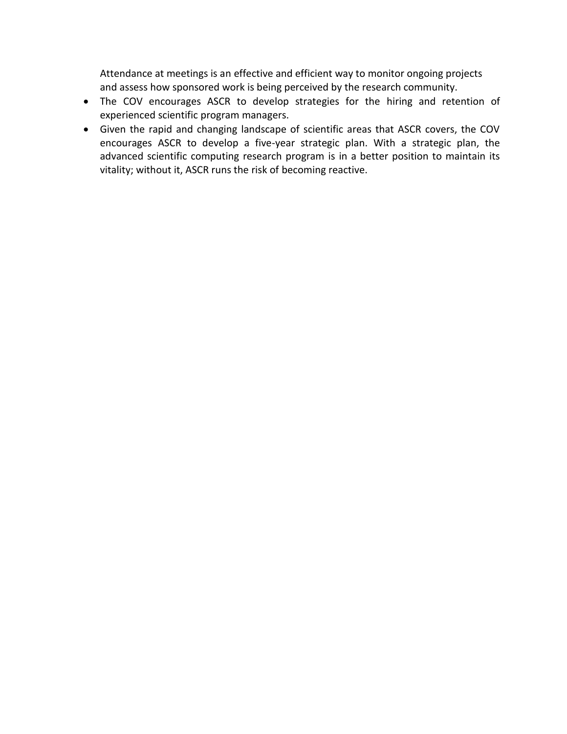Attendance at meetings is an effective and efficient way to monitor ongoing projects and assess how sponsored work is being perceived by the research community.

- The COV encourages ASCR to develop strategies for the hiring and retention of experienced scientific program managers.
- Given the rapid and changing landscape of scientific areas that ASCR covers, the COV encourages ASCR to develop a five-year strategic plan. With a strategic plan, the advanced scientific computing research program is in a better position to maintain its vitality; without it, ASCR runs the risk of becoming reactive.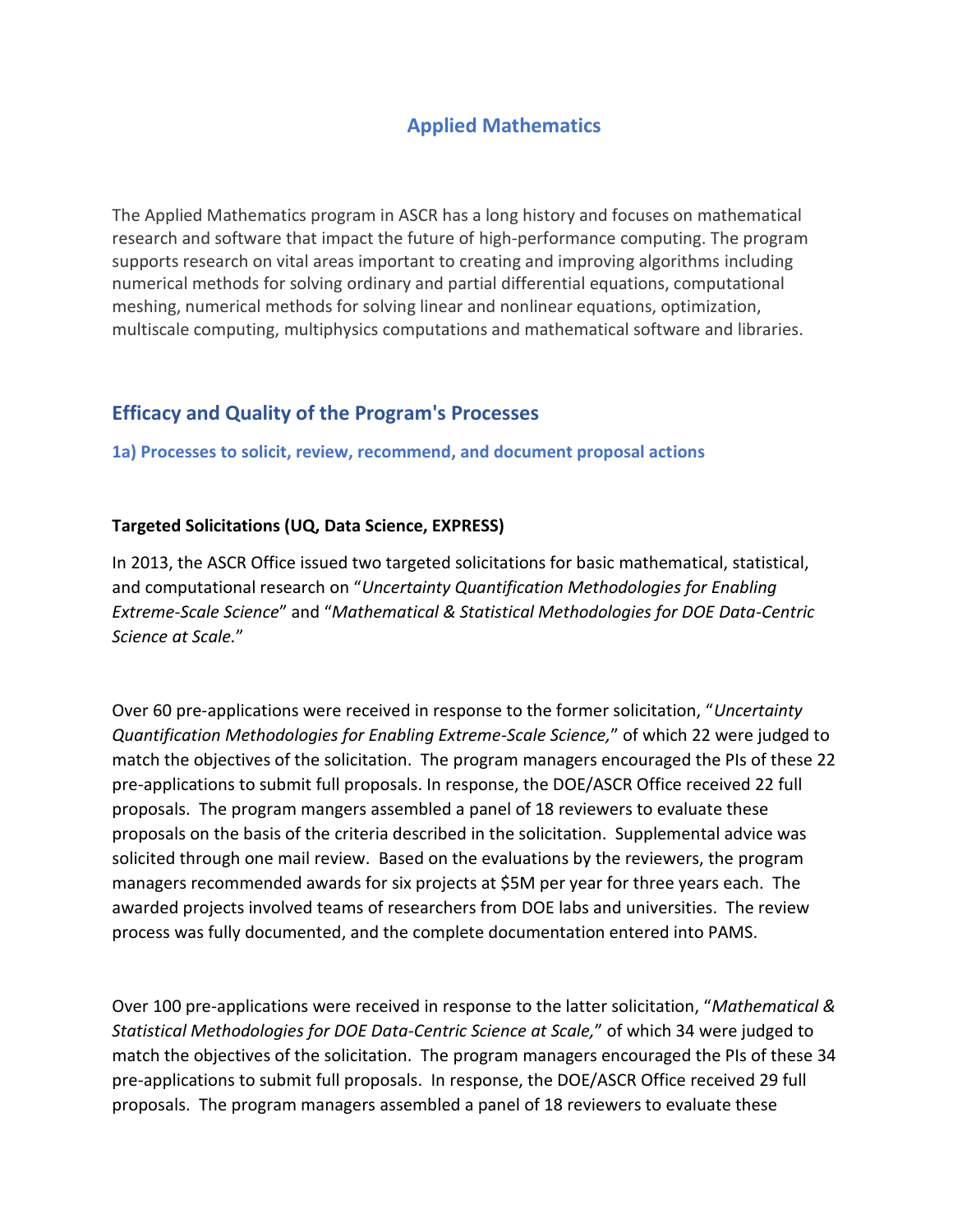# Applied Mathematics

The Applied Mathematics program in ASCR has a long history and focuses on mathematical research and software that impact the future of high-performance computing. The program supports research on vital areas important to creating and improving algorithms including numerical methods for solving ordinary and partial differential equations, computational meshing, numerical methods for solving linear and nonlinear equations, optimization, multiscale computing, multiphysics computations and mathematical software and libraries.

## Efficacy and Quality of the Program's Processes

### 1a) Processes to solicit, review, recommend, and document proposal actions

**Targeted Solicitations (UQ, Data Science, EXPRESS)**

In 2013, the ASCR Office issued two targeted solicitations for basic mathematical, statistical, and computational research on "*Uncertainty Quantification Methodologies for Enabling Extreme-Scale Science*" and "*Mathematical & Statistical Methodologies for DOE Data-Centric Science at Scale.*"

Over 60 pre-applications were received in response to the former solicitation, "*Uncertainty Quantification Methodologies for Enabling Extreme-Scale Science,*" of which 22 were judged to match the objectives of the solicitation. The program managers encouraged the PIs of these 22 pre-applications to submit full proposals. In response, the DOE/ASCR Office received 22 full proposals. The program mangers assembled a panel of 18 reviewers to evaluate these proposals on the basis of the criteria described in the solicitation. Supplemental advice was solicited through one mail review. Based on the evaluations by the reviewers, the program managers recommended awards for six projects at $5M per year for three years each. The awarded projects involved teams of researchers from DOE labs and universities. The review process was fully documented, and the complete documentation entered into PAMS.

Over 100 pre-applications were received in response to the latter solicitation, "*Mathematical & Statistical Methodologies for DOE Data-Centric Science at Scale,*" of which 34 were judged to match the objectives of the solicitation. The program managers encouraged the PIs of these 34 pre-applications to submit full proposals. In response, the DOE/ASCR Office received 29 full proposals. The program mangers assembled a panel of 18 reviewers to evaluate these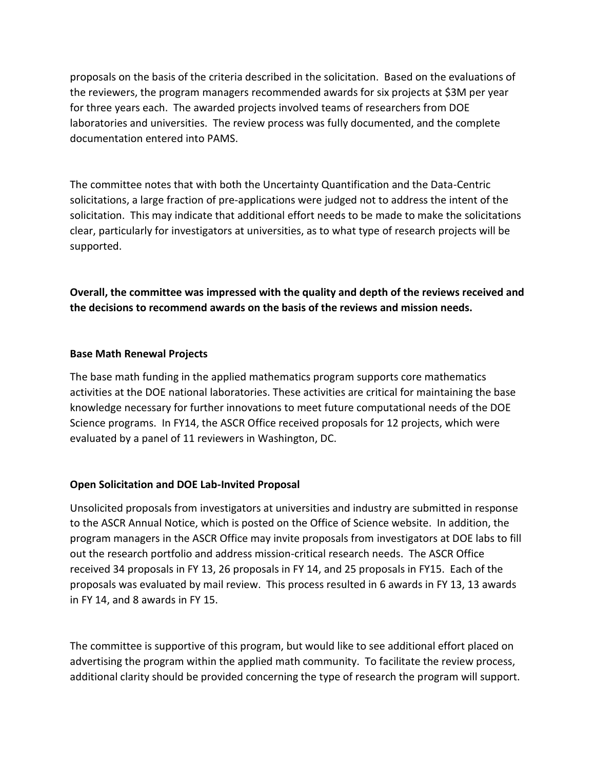proposals on the basis of the criteria described in the solicitation. Based on the evaluations of the reviewers, the program managers recommended awards for six projects at $3M per year for three years each. The awarded projects involved teams of researchers from DOE laboratories and universities. The review process was fully documented, and the complete documentation entered into PAMS.

The committee notes that with both the Uncertainty Quantification and the Data-Centric solicitations, a large fraction of pre-applications were judged not to address the intent of the solicitation. This may indicate that additional effort needs to be made to make the solicitations clear, particularly for investigators at universities, as to what type of research projects will be supported.

**Overall, the committee was impressed with the quality and depth of the reviews received and the decisions to recommend awards on the basis of the reviews and mission needs.**

**Base Math Renewal Projects**

The base math funding in the applied mathematics program supports core mathematics activities at the DOE national laboratories. These activities are critical for maintaining the base knowledge necessary for further innovations to meet future computational needs of the DOE Science programs. In FY14, the ASCR Office received proposals for 12 projects, which were evaluated by a panel of 11 reviewers in Washington, DC.

**Open Solicitation and DOE Lab-Invited Proposal**

Unsolicited proposals from investigators at universities and industry are submitted in response to the ASCR Annual Notice, which is posted on the Office of Science website. In addition, the program managers in the ASCR Office may invite proposals from investigators at DOE labs to fill out the research portfolio and address mission-critical research needs. The ASCR Office received 34 proposals in FY 13, 26 proposals in FY 14, and 25 proposals in FY15. Each of the proposals was evaluated by mail review. This process resulted in 6 awards in FY 13, 13 awards in FY 14, and 8 awards in FY 15.

The committee is supportive of this program, but would like to see additional effort placed on advertising the program within the applied math community. To facilitate the review process, additional clarity should be provided concerning the type of research the program will support.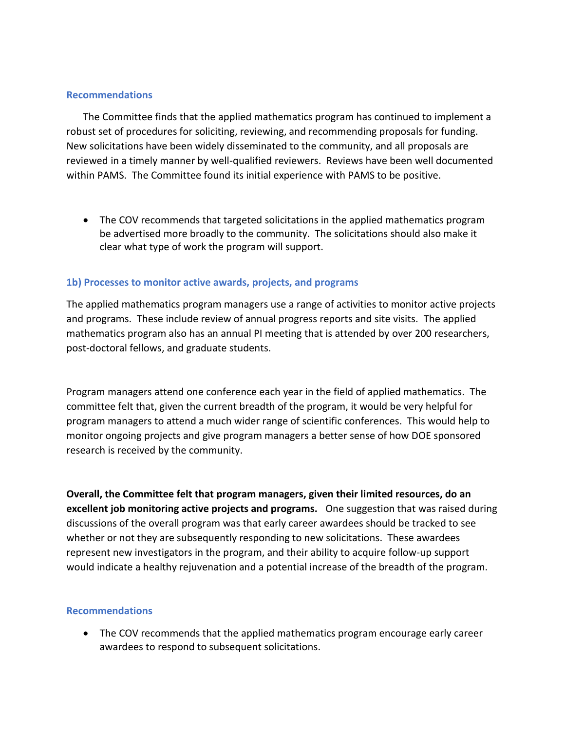### Recommendations

The Committee finds that the applied mathematics program has continued to implement a robust set of procedures for soliciting, reviewing, and recommending proposals for funding. New solicitations have been widely disseminated to the community, and all proposals are reviewed in a timely manner by well-qualified reviewers. Reviews have been well documented within PAMS. The Committee found its initial experience with PAMS to be positive.

- The COV recommends that targeted solicitations in the applied mathematics program be advertised more broadly to the community. The solicitations should also make it clear what type of work the program will support.

### 1b) Processes to monitor active awards, projects, and programs

The applied mathematics program managers use a range of activities to monitor active projects and programs. These include review of annual progress reports and site visits. The applied mathematics program also has an annual PI meeting that is attended by over 200 researchers, post-doctoral fellows, and graduate students.

Program managers attend one conference each year in the field of applied mathematics. The committee felt that, given the current breadth of the program, it would be very helpful for program managers to attend a much wider range of scientific conferences. This would help to monitor ongoing projects and give program managers a better sense of how DOE sponsored research is received by the community.

**Overall, the Committee felt that program managers, given their limited resources, do an excellent job monitoring active projects and programs.** One suggestion that was raised during discussions of the overall program was that early career awardees should be tracked to see whether or not they are subsequently responding to new solicitations. These awardees represent new investigators in the program, and their ability to acquire follow-up support would indicate a healthy rejuvenation and a potential increase of the breadth of the program.

### Recommendations

- The COV recommends that the applied mathematics program encourage early career awardees to respond to subsequent solicitations.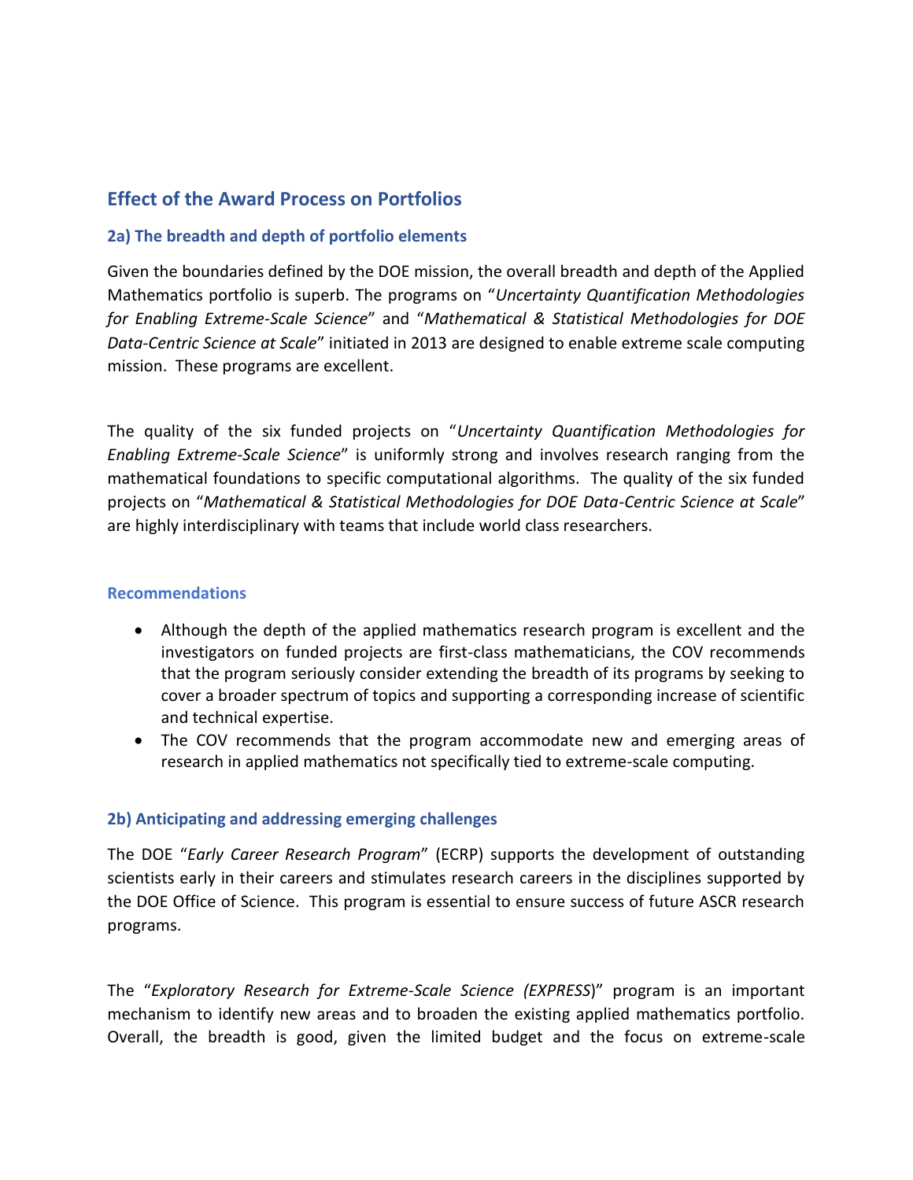## Effect of the Award Process on Portfolios

### 2a) The breadth and depth of portfolio elements

Given the boundaries defined by the DOE mission, the overall breadth and depth of the Applied Mathematics portfolio is superb. The programs on "*Uncertainty Quantification Methodologies for Enabling Extreme-Scale Science*" and "*Mathematical & Statistical Methodologies for DOE Data-Centric Science at Scale*" initiated in 2013 are designed to enable extreme scale computing mission. These programs are excellent.

The quality of the six funded projects on "*Uncertainty Quantification Methodologies for Enabling Extreme-Scale Science*" is uniformly strong and involves research ranging from the mathematical foundations to specific computational algorithms. The quality of the six funded projects on "*Mathematical & Statistical Methodologies for DOE Data-Centric Science at Scale*" are highly interdisciplinary with teams that include world class researchers.

#### Recommendations

- Although the depth of the applied mathematics research program is excellent and the investigators on funded projects are first-class mathematicians, the COV recommends that the program seriously consider extending the breadth of its programs by seeking to cover a broader spectrum of topics and supporting a corresponding increase of scientific and technical expertise.
- The COV recommends that the program accommodate new and emerging areas of research in applied mathematics not specifically tied to extreme-scale computing.

### 2b) Anticipating and addressing emerging challenges

The DOE "*Early Career Research Program*" (ECRP) supports the development of outstanding scientists early in their careers and stimulates research careers in the disciplines supported by the DOE Office of Science. This program is essential to ensure success of future ASCR research programs.

The "*Exploratory Research for Extreme-Scale Science (EXPRESS)*" program is an important mechanism to identify new areas and to broaden the existing applied mathematics portfolio. Overall, the breadth is good, given the limited budget and the focus on extreme-scale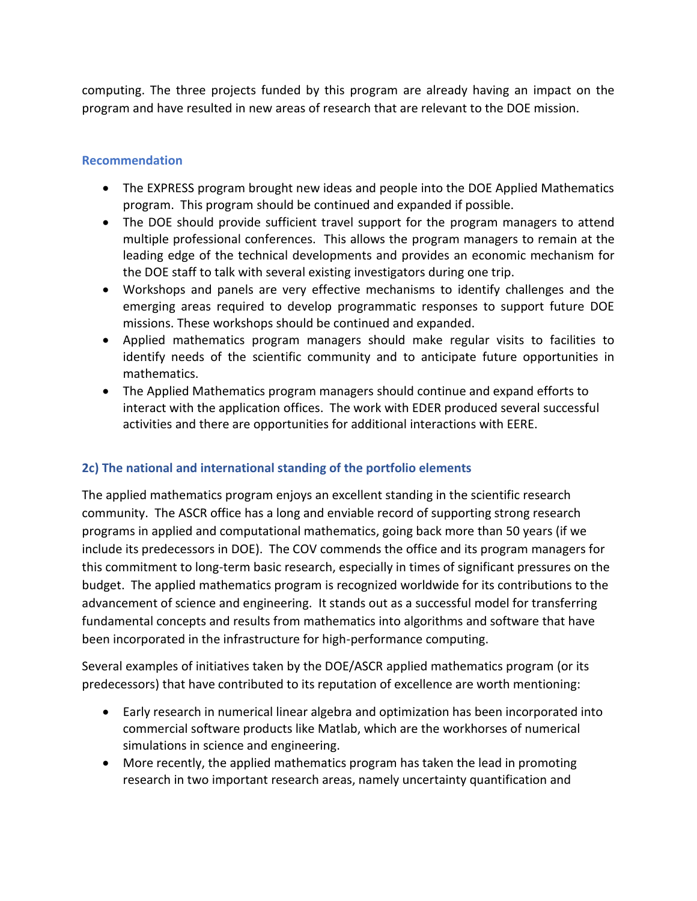computing. The three projects funded by this program are already having an impact on the program and have resulted in new areas of research that are relevant to the DOE mission.

### Recommendation

- The EXPRESS program brought new ideas and people into the DOE Applied Mathematics program. This program should be continued and expanded if possible.
- The DOE should provide sufficient travel support for the program managers to attend multiple professional conferences. This allows the program managers to remain at the leading edge of the technical developments and provides an economic mechanism for the DOE staff to talk with several existing investigators during one trip.
- Workshops and panels are very effective mechanisms to identify challenges and the emerging areas required to develop programmatic responses to support future DOE missions. These workshops should be continued and expanded.
- Applied mathematics program managers should make regular visits to facilities to identify needs of the scientific community and to anticipate future opportunities in mathematics.
- The Applied Mathematics program managers should continue and expand efforts to interact with the application offices. The work with EDER produced several successful activities and there are opportunities for additional interactions with EERE.

## 2c) The national and international standing of the portfolio elements

The applied mathematics program enjoys an excellent standing in the scientific research community. The ASCR office has a long and enviable record of supporting strong research programs in applied and computational mathematics, going back more than 50 years (if we include its predecessors in DOE). The COV commends the office and its program managers for this commitment to long-term basic research, especially in times of significant pressures on the budget. The applied mathematics program is recognized worldwide for its contributions to the advancement of science and engineering. It stands out as a successful model for transferring fundamental concepts and results from mathematics into algorithms and software that have been incorporated in the infrastructure for high-performance computing.

Several examples of initiatives taken by the DOE/ASCR applied mathematics program (or its predecessors) that have contributed to its reputation of excellence are worth mentioning:

- Early research in numerical linear algebra and optimization has been incorporated into commercial software products like Matlab, which are the workhorses of numerical simulations in science and engineering.
- More recently, the applied mathematics program has taken the lead in promoting research in two important research areas, namely uncertainty quantification and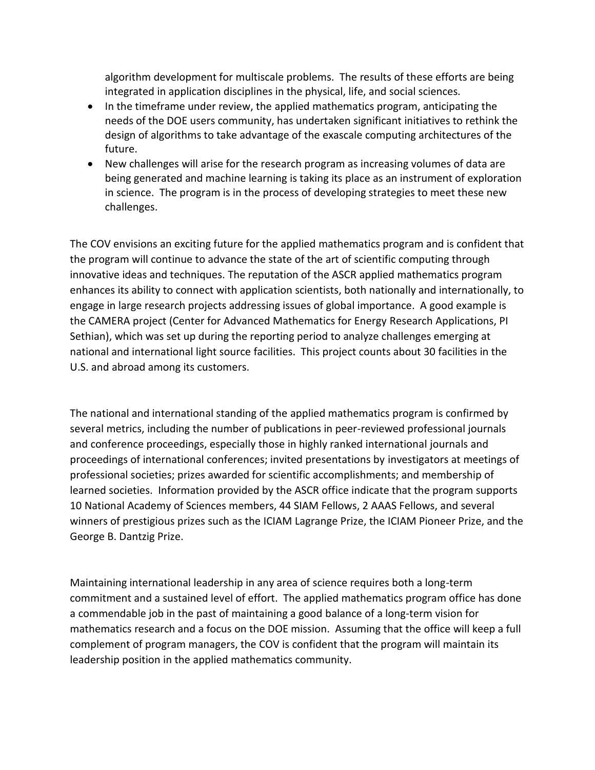algorithm development for multiscale problems. The results of these efforts are being integrated in application disciplines in the physical, life, and social sciences.

- In the timeframe under review, the applied mathematics program, anticipating the needs of the DOE users community, has undertaken significant initiatives to rethink the design of algorithms to take advantage of the exascale computing architectures of the future.
- New challenges will arise for the research program as increasing volumes of data are being generated and machine learning is taking its place as an instrument of exploration in science. The program is in the process of developing strategies to meet these new challenges.

The COV envisions an exciting future for the applied mathematics program and is confident that the program will continue to advance the state of the art of scientific computing through innovative ideas and techniques. The reputation of the ASCR applied mathematics program enhances its ability to connect with application scientists, both nationally and internationally, to engage in large research projects addressing issues of global importance. A good example is the CAMERA project (Center for Advanced Mathematics for Energy Research Applications, PI Sethian), which was set up during the reporting period to analyze challenges emerging at national and international light source facilities. This project counts about 30 facilities in the U.S. and abroad among its customers.

The national and international standing of the applied mathematics program is confirmed by several metrics, including the number of publications in peer-reviewed professional journals and conference proceedings, especially those in highly ranked international journals and proceedings of international conferences; invited presentations by investigators at meetings of professional societies; prizes awarded for scientific accomplishments; and membership of learned societies. Information provided by the ASCR office indicate that the program supports 10 National Academy of Sciences members, 44 SIAM Fellows, 2 AAAS Fellows, and several winners of prestigious prizes such as the ICIAM Lagrange Prize, the ICIAM Pioneer Prize, and the George B. Dantzig Prize.

Maintaining international leadership in any area of science requires both a long-term commitment and a sustained level of effort. The applied mathematics program office has done a commendable job in the past of maintaining a good balance of a long-term vision for mathematics research and a focus on the DOE mission. Assuming that the office will keep a full complement of program managers, the COV is confident that the program will maintain its leadership position in the applied mathematics community.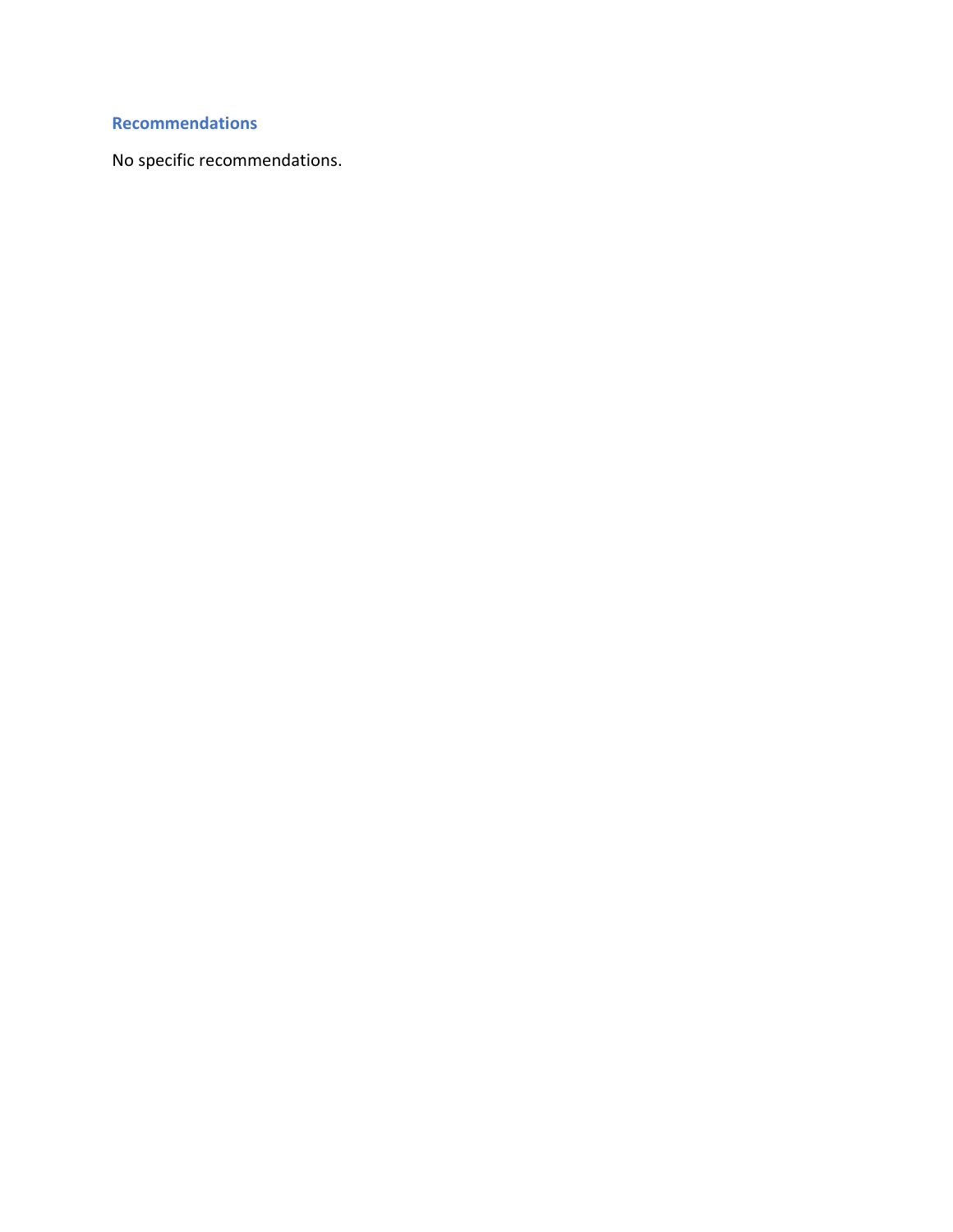### Recommendations

No specific recommendations.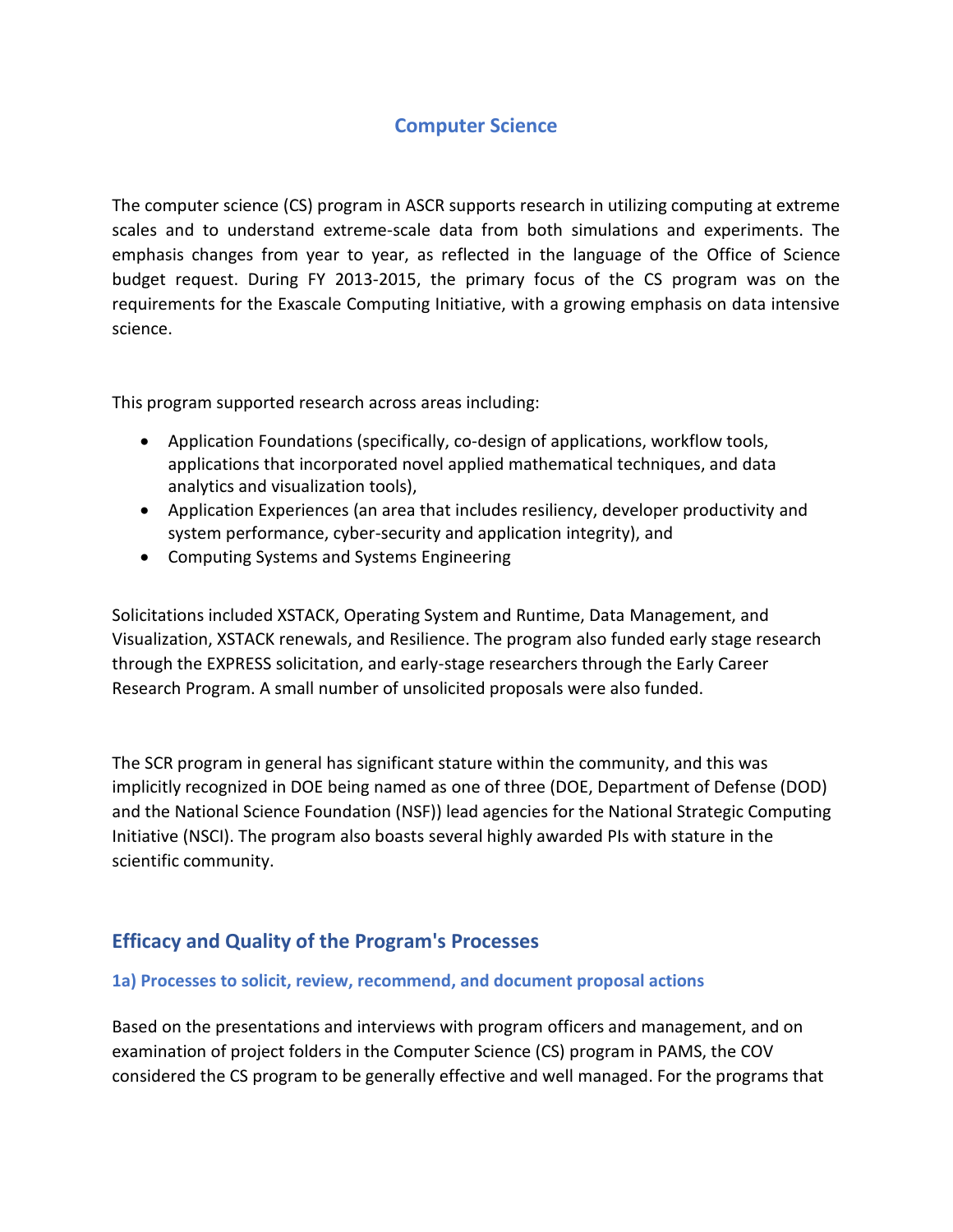# Computer Science

The computer science (CS) program in ASCR supports research in utilizing computing at extreme scales and to understand extreme-scale data from both simulations and experiments. The emphasis changes from year to year, as reflected in the language of the Office of Science budget request. During FY 2013-2015, the primary focus of the CS program was on the requirements for the Exascale Computing Initiative, with a growing emphasis on data intensive science.

This program supported research across areas including:

- Application Foundations (specifically, co-design of applications, workflow tools, applications that incorporated novel applied mathematical techniques, and data analytics and visualization tools),
- Application Experiences (an area that includes resiliency, developer productivity and system performance, cyber-security and application integrity), and
- Computing Systems and Systems Engineering

Solicitations included XSTACK, Operating System and Runtime, Data Management, and Visualization, XSTACK renewals, and Resilience. The program also funded early stage research through the EXPRESS solicitation, and early-stage researchers through the Early Career Research Program. A small number of unsolicited proposals were also funded.

The SCR program in general has significant stature within the community, and this was implicitly recognized in DOE being named as one of three (DOE, Department of Defense (DOD) and the National Science Foundation (NSF)) lead agencies for the National Strategic Computing Initiative (NSCI). The program also boasts several highly awarded PIs with stature in the scientific community.

## Efficacy and Quality of the Program's Processes

### 1a) Processes to solicit, review, recommend, and document proposal actions

Based on the presentations and interviews with program officers and management, and on examination of project folders in the Computer Science (CS) program in PAMS, the COV considered the CS program to be generally effective and well managed. For the programs that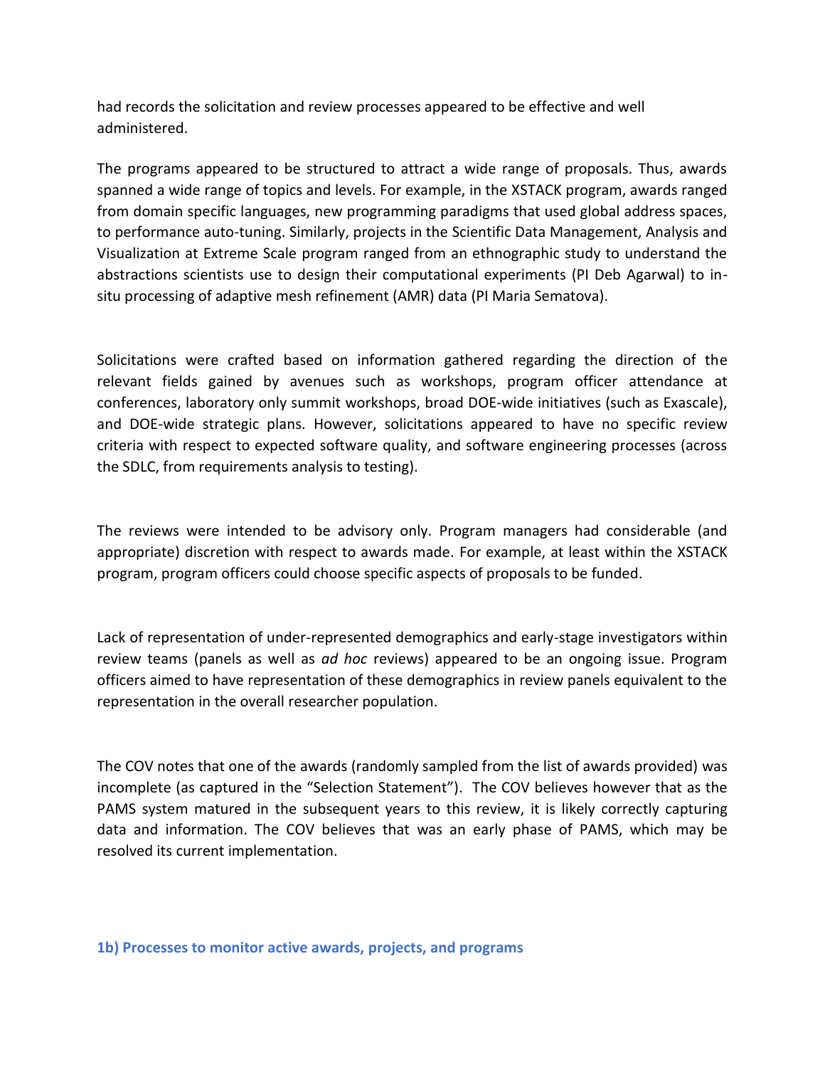had records the solicitation and review processes appeared to be effective and well administered.

The programs appeared to be structured to attract a wide range of proposals. Thus, awards spanned a wide range of topics and levels. For example, in the XSTACK program, awards ranged from domain specific languages, new programming paradigms that used global address spaces, to performance auto-tuning. Similarly, projects in the Scientific Data Management, Analysis and Visualization at Extreme Scale program ranged from an ethnographic study to understand the abstractions scientists use to design their computational experiments (PI Deb Agarwal) to in-situ processing of adaptive mesh refinement (AMR) data (PI Maria Sematova).

Solicitations were crafted based on information gathered regarding the direction of the relevant fields gained by avenues such as workshops, program officer attendance at conferences, laboratory only summit workshops, broad DOE-wide initiatives (such as Exascale), and DOE-wide strategic plans. However, solicitations appeared to have no specific review criteria with respect to expected software quality, and software engineering processes (across the SDLC, from requirements analysis to testing).

The reviews were intended to be advisory only. Program managers had considerable (and appropriate) discretion with respect to awards made. For example, at least within the XSTACK program, program officers could choose specific aspects of proposals to be funded.

Lack of representation of under-represented demographics and early-stage investigators within review teams (panels as well as *ad hoc* reviews) appeared to be an ongoing issue. Program officers aimed to have representation of these demographics in review panels equivalent to the representation in the overall researcher population.

The COV notes that one of the awards (randomly sampled from the list of awards provided) was incomplete (as captured in the "Selection Statement"). The COV believes however that as the PAMS system matured in the subsequent years to this review, it is likely correctly capturing data and information. The COV believes that was an early phase of PAMS, which may be resolved its current implementation.

### 1b) Processes to monitor active awards, projects, and programs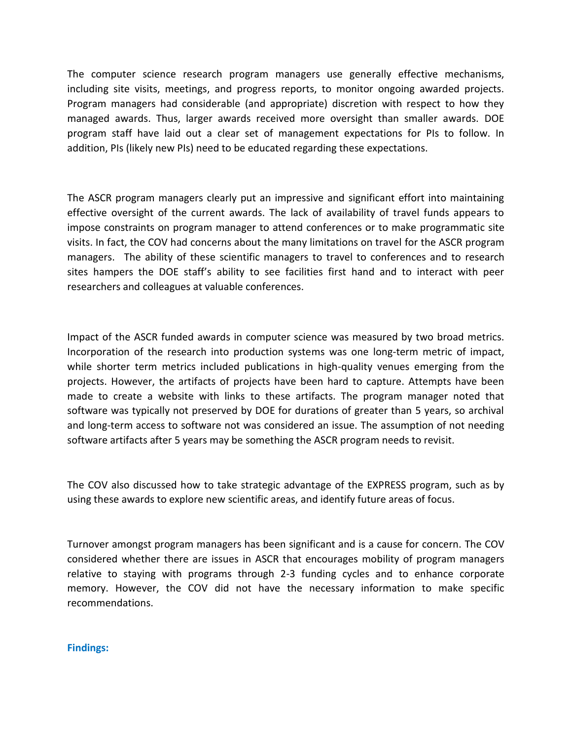The computer science research program managers use generally effective mechanisms, including site visits, meetings, and progress reports, to monitor ongoing awarded projects. Program managers had considerable (and appropriate) discretion with respect to how they managed awards. Thus, larger awards received more oversight than smaller awards. DOE program staff have laid out a clear set of management expectations for PIs to follow. In addition, PIs (likely new PIs) need to be educated regarding these expectations.

The ASCR program managers clearly put an impressive and significant effort into maintaining effective oversight of the current awards. The lack of availability of travel funds appears to impose constraints on program manager to attend conferences or to make programmatic site visits. In fact, the COV had concerns about the many limitations on travel for the ASCR program managers. The ability of these scientific managers to travel to conferences and to research sites hampers the DOE staff's ability to see facilities first hand and to interact with peer researchers and colleagues at valuable conferences.

Impact of the ASCR funded awards in computer science was measured by two broad metrics. Incorporation of the research into production systems was one long-term metric of impact, while shorter term metrics included publications in high-quality venues emerging from the projects. However, the artifacts of projects have been hard to capture. Attempts have been made to create a website with links to these artifacts. The program manager noted that software was typically not preserved by DOE for durations of greater than 5 years, so archival and long-term access to software not was considered an issue. The assumption of not needing software artifacts after 5 years may be something the ASCR program needs to revisit.

The COV also discussed how to take strategic advantage of the EXPRESS program, such as by using these awards to explore new scientific areas, and identify future areas of focus.

Turnover amongst program managers has been significant and is a cause for concern. The COV considered whether there are issues in ASCR that encourages mobility of program managers relative to staying with programs through 2-3 funding cycles and to enhance corporate memory. However, the COV did not have the necessary information to make specific recommendations.

**Findings:**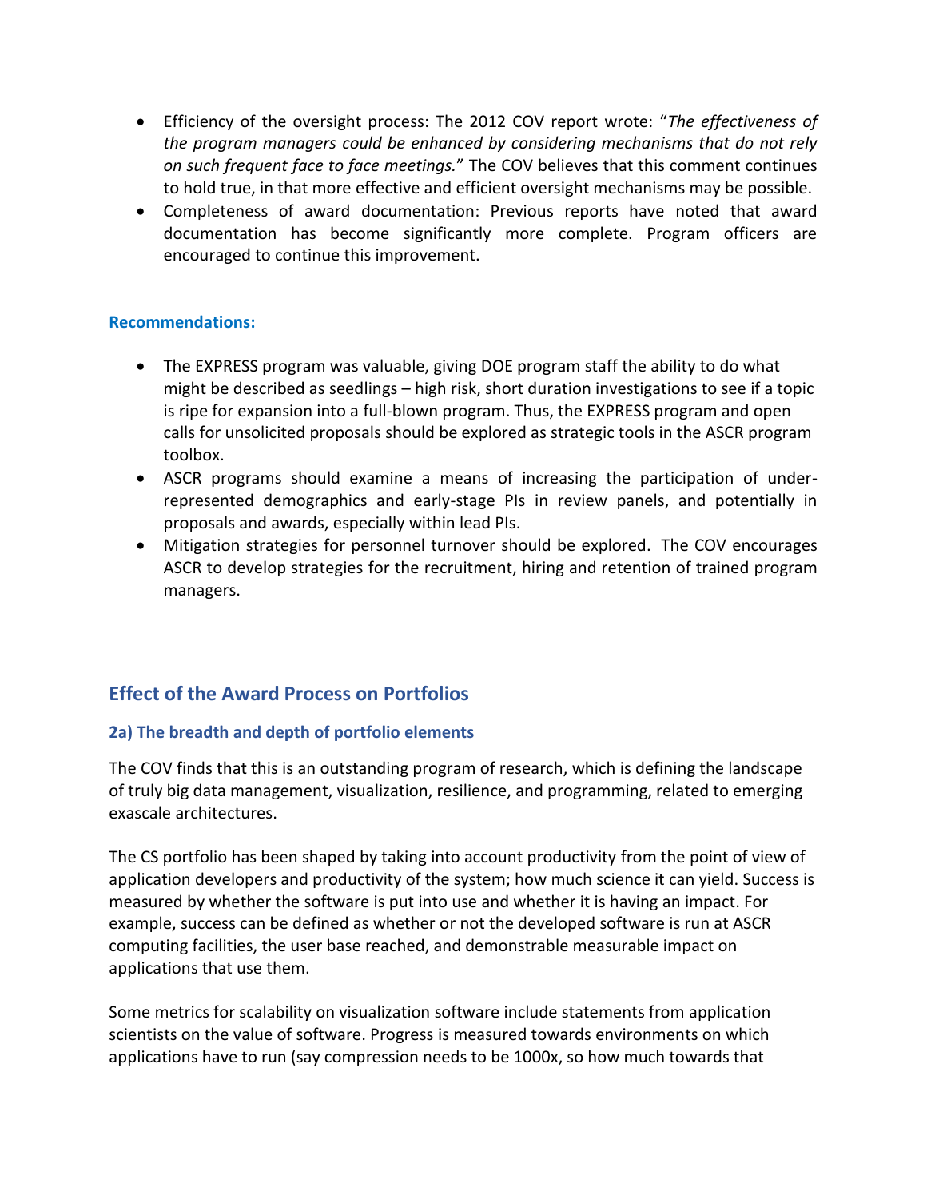- Efficiency of the oversight process: The 2012 COV report wrote: "*The effectiveness of the program managers could be enhanced by considering mechanisms that do not rely on such frequent face to face meetings.*" The COV believes that this comment continues to hold true, in that more effective and efficient oversight mechanisms may be possible.
- Completeness of award documentation: Previous reports have noted that award documentation has become significantly more complete. Program officers are encouraged to continue this improvement.

**Recommendations:**

- The EXPRESS program was valuable, giving DOE program staff the ability to do what might be described as seedlings – high risk, short duration investigations to see if a topic is ripe for expansion into a full-blown program. Thus, the EXPRESS program and open calls for unsolicited proposals should be explored as strategic tools in the ASCR program toolbox.
- ASCR programs should examine a means of increasing the participation of under-represented demographics and early-stage PIs in review panels, and potentially in proposals and awards, especially within lead PIs.
- Mitigation strategies for personnel turnover should be explored. The COV encourages ASCR to develop strategies for the recruitment, hiring and retention of trained program managers.

## Effect of the Award Process on Portfolios

### 2a) The breadth and depth of portfolio elements

The COV finds that this is an outstanding program of research, which is defining the landscape of truly big data management, visualization, resilience, and programming, related to emerging exascale architectures.

The CS portfolio has been shaped by taking into account productivity from the point of view of application developers and productivity of the system; how much science it can yield. Success is measured by whether the software is put into use and whether it is having an impact. For example, success can be defined as whether or not the developed software is run at ASCR computing facilities, the user base reached, and demonstrable measurable impact on applications that use them.

Some metrics for scalability on visualization software include statements from application scientists on the value of software. Progress is measured towards environments on which applications have to run (say compression needs to be 1000x, so how much towards that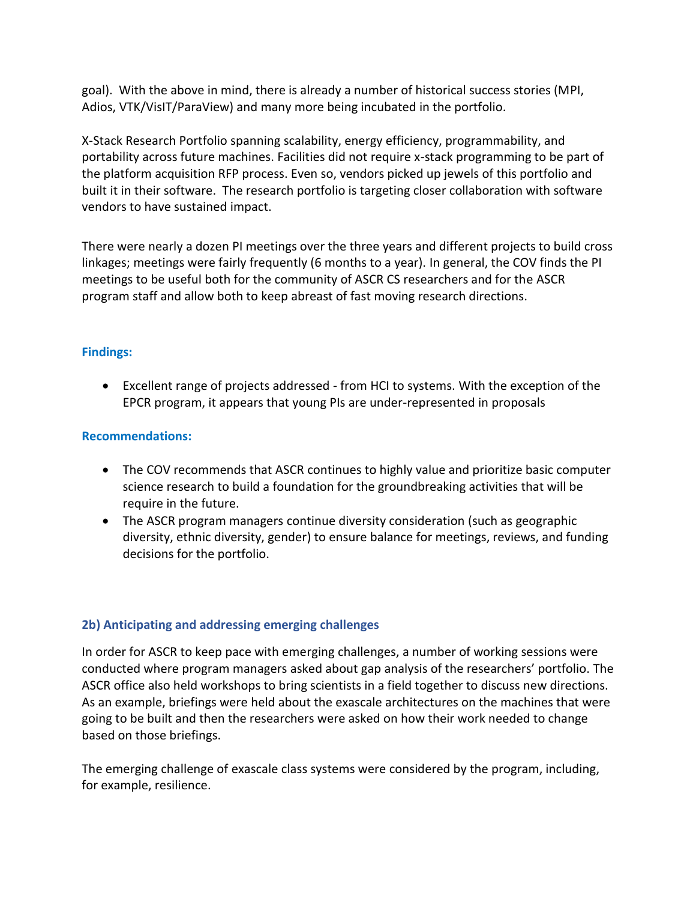goal). With the above in mind, there is already a number of historical success stories (MPI, Adios, VTK/VisIT/ParaView) and many more being incubated in the portfolio.

X-Stack Research Portfolio spanning scalability, energy efficiency, programmability, and portability across future machines. Facilities did not require x-stack programming to be part of the platform acquisition RFP process. Even so, vendors picked up jewels of this portfolio and built it in their software. The research portfolio is targeting closer collaboration with software vendors to have sustained impact.

There were nearly a dozen PI meetings over the three years and different projects to build cross linkages; meetings were fairly frequently (6 months to a year). In general, the COV finds the PI meetings to be useful both for the community of ASCR CS researchers and for the ASCR program staff and allow both to keep abreast of fast moving research directions.

#### Findings:

- Excellent range of projects addressed - from HCI to systems. With the exception of the EPCR program, it appears that young PIs are under-represented in proposals

#### Recommendations:

- The COV recommends that ASCR continues to highly value and prioritize basic computer science research to build a foundation for the groundbreaking activities that will be require in the future.
- The ASCR program managers continue diversity consideration (such as geographic diversity, ethnic diversity, gender) to ensure balance for meetings, reviews, and funding decisions for the portfolio.

### 2b) Anticipating and addressing emerging challenges

In order for ASCR to keep pace with emerging challenges, a number of working sessions were conducted where program managers asked about gap analysis of the researchers' portfolio. The ASCR office also held workshops to bring scientists in a field together to discuss new directions. As an example, briefings were held about the exascale architectures on the machines that were going to be built and then the researchers were asked on how their work needed to change based on those briefings.

The emerging challenge of exascale class systems were considered by the program, including, for example, resilience.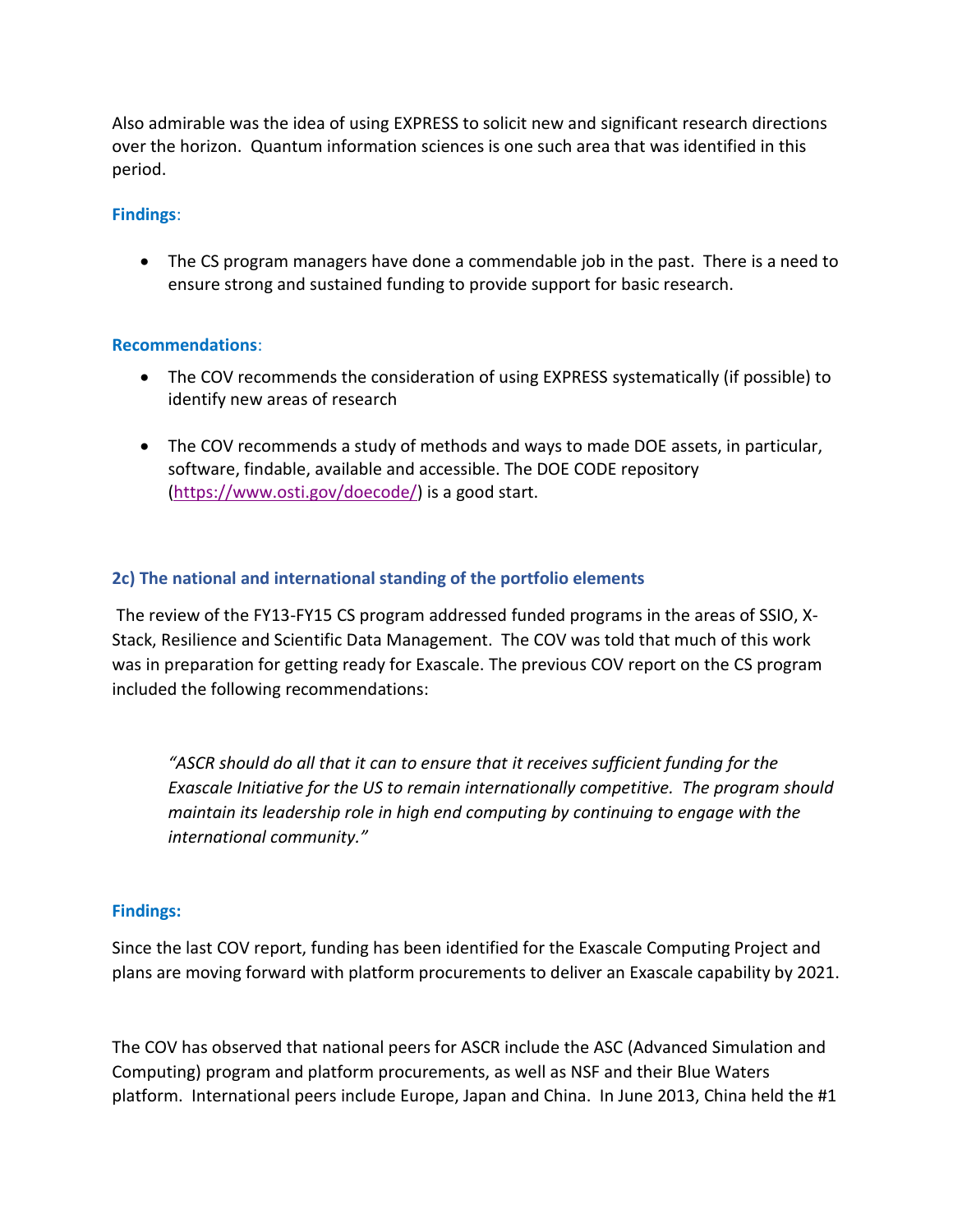Also admirable was the idea of using EXPRESS to solicit new and significant research directions over the horizon. Quantum information sciences is one such area that was identified in this period.

**Findings**:

- The CS program managers have done a commendable job in the past. There is a need to ensure strong and sustained funding to provide support for basic research.

**Recommendations**:

- The COV recommends the consideration of using EXPRESS systematically (if possible) to identify new areas of research

- The COV recommends a study of methods and ways to made DOE assets, in particular, software, findable, available and accessible. The DOE CODE repository (https://www.osti.gov/doecode/) is a good start.

### 2c) The national and international standing of the portfolio elements

The review of the FY13-FY15 CS program addressed funded programs in the areas of SSIO, X-Stack, Resilience and Scientific Data Management. The COV was told that much of this work was in preparation for getting ready for Exascale. The previous COV report on the CS program included the following recommendations:

> *"ASCR should do all that it can to ensure that it receives sufficient funding for the Exascale Initiative for the US to remain internationally competitive. The program should maintain its leadership role in high end computing by continuing to engage with the international community."*

**Findings:**

Since the last COV report, funding has been identified for the Exascale Computing Project and plans are moving forward with platform procurements to deliver an Exascale capability by 2021.

The COV has observed that national peers for ASCR include the ASC (Advanced Simulation and Computing) program and platform procurements, as well as NSF and their Blue Waters platform. International peers include Europe, Japan and China. In June 2013, China held the #1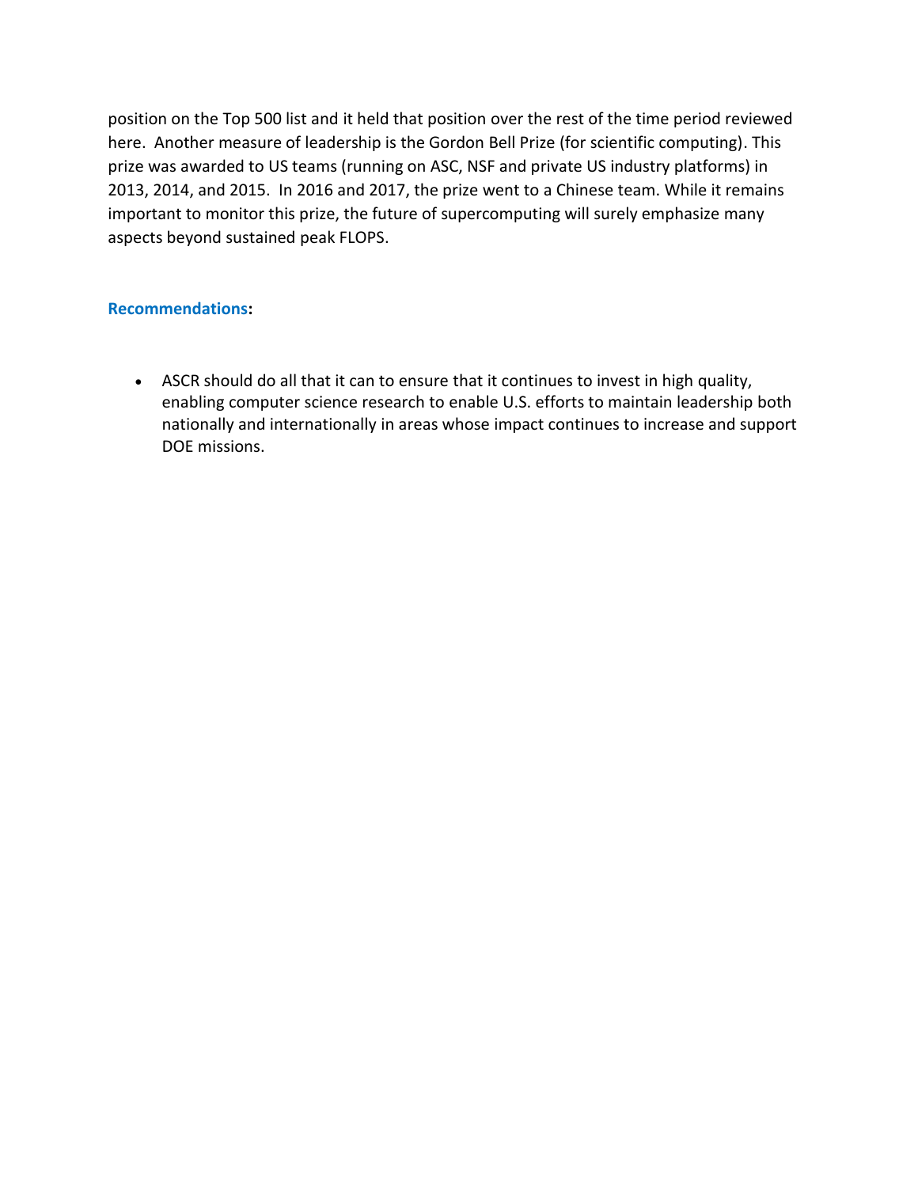position on the Top 500 list and it held that position over the rest of the time period reviewed here. Another measure of leadership is the Gordon Bell Prize (for scientific computing). This prize was awarded to US teams (running on ASC, NSF and private US industry platforms) in 2013, 2014, and 2015. In 2016 and 2017, the prize went to a Chinese team. While it remains important to monitor this prize, the future of supercomputing will surely emphasize many aspects beyond sustained peak FLOPS.

**Recommendations:**

- ASCR should do all that it can to ensure that it continues to invest in high quality, enabling computer science research to enable U.S. efforts to maintain leadership both nationally and internationally in areas whose impact continues to increase and support DOE missions.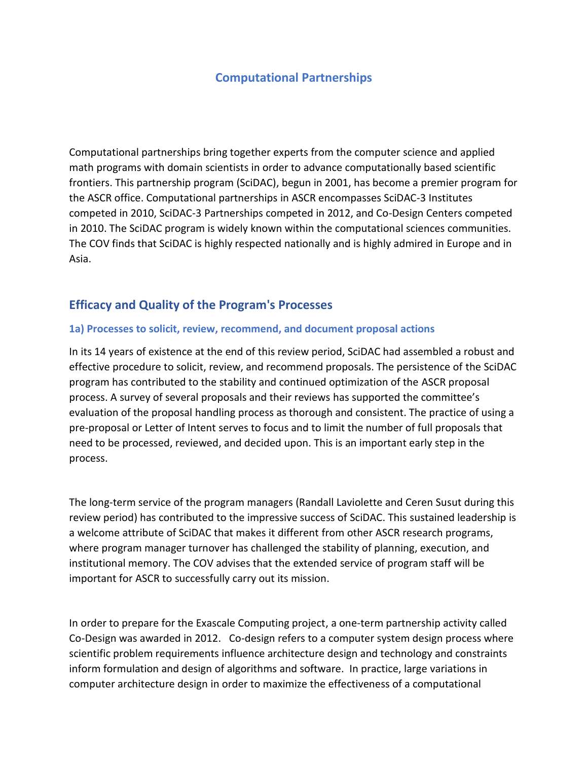# Computational Partnerships

Computational partnerships bring together experts from the computer science and applied math programs with domain scientists in order to advance computationally based scientific frontiers. This partnership program (SciDAC), begun in 2001, has become a premier program for the ASCR office. Computational partnerships in ASCR encompasses SciDAC-3 Institutes competed in 2010, SciDAC-3 Partnerships competed in 2012, and Co-Design Centers competed in 2010. The SciDAC program is widely known within the computational sciences communities. The COV finds that SciDAC is highly respected nationally and is highly admired in Europe and in Asia.

## Efficacy and Quality of the Program's Processes

### 1a) Processes to solicit, review, recommend, and document proposal actions

In its 14 years of existence at the end of this review period, SciDAC had assembled a robust and effective procedure to solicit, review, and recommend proposals. The persistence of the SciDAC program has contributed to the stability and continued optimization of the ASCR proposal process. A survey of several proposals and their reviews has supported the committee's evaluation of the proposal handling process as thorough and consistent. The practice of using a pre-proposal or Letter of Intent serves to focus and to limit the number of full proposals that need to be processed, reviewed, and decided upon. This is an important early step in the process.

The long-term service of the program managers (Randall Laviolette and Ceren Susut during this review period) has contributed to the impressive success of SciDAC. This sustained leadership is a welcome attribute of SciDAC that makes it different from other ASCR research programs, where program manager turnover has challenged the stability of planning, execution, and institutional memory. The COV advises that the extended service of program staff will be important for ASCR to successfully carry out its mission.

In order to prepare for the Exascale Computing project, a one-term partnership activity called Co-Design was awarded in 2012. Co-design refers to a computer system design process where scientific problem requirements influence architecture design and technology and constraints inform formulation and design of algorithms and software. In practice, large variations in computer architecture design in order to maximize the effectiveness of a computational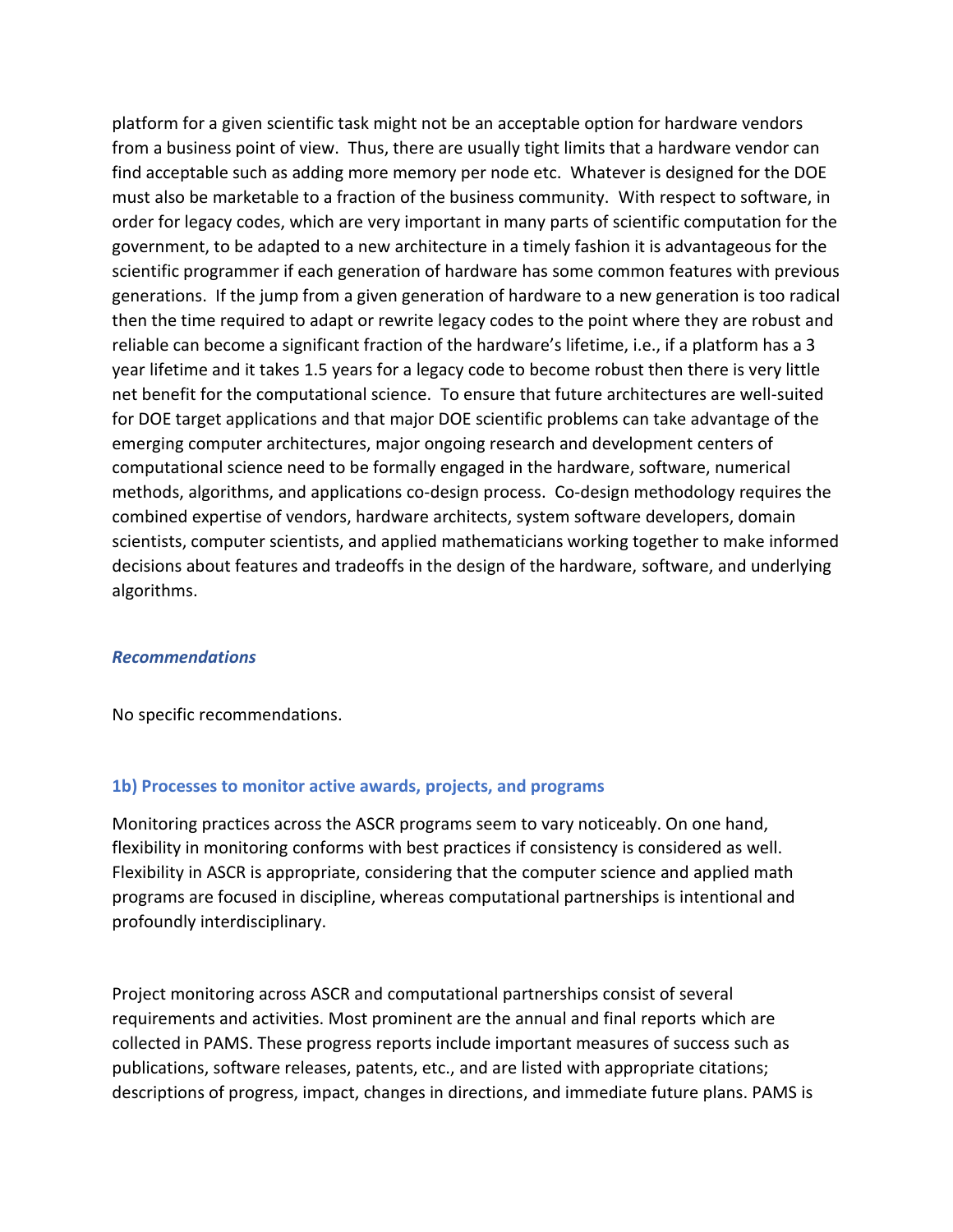platform for a given scientific task might not be an acceptable option for hardware vendors from a business point of view. Thus, there are usually tight limits that a hardware vendor can find acceptable such as adding more memory per node etc. Whatever is designed for the DOE must also be marketable to a fraction of the business community. With respect to software, in order for legacy codes, which are very important in many parts of scientific computation for the government, to be adapted to a new architecture in a timely fashion it is advantageous for the scientific programmer if each generation of hardware has some common features with previous generations. If the jump from a given generation of hardware to a new generation is too radical then the time required to adapt or rewrite legacy codes to the point where they are robust and reliable can become a significant fraction of the hardware's lifetime, i.e., if a platform has a 3 year lifetime and it takes 1.5 years for a legacy code to become robust then there is very little net benefit for the computational science. To ensure that future architectures are well-suited for DOE target applications and that major DOE scientific problems can take advantage of the emerging computer architectures, major ongoing research and development centers of computational science need to be formally engaged in the hardware, software, numerical methods, algorithms, and applications co-design process. Co-design methodology requires the combined expertise of vendors, hardware architects, system software developers, domain scientists, computer scientists, and applied mathematicians working together to make informed decisions about features and tradeoffs in the design of the hardware, software, and underlying algorithms.

#### ***Recommendations***

No specific recommendations.

### **1b) Processes to monitor active awards, projects, and programs**

Monitoring practices across the ASCR programs seem to vary noticeably. On one hand, flexibility in monitoring conforms with best practices if consistency is considered as well. Flexibility in ASCR is appropriate, considering that the computer science and applied math programs are focused in discipline, whereas computational partnerships is intentional and profoundly interdisciplinary.

Project monitoring across ASCR and computational partnerships consist of several requirements and activities. Most prominent are the annual and final reports which are collected in PAMS. These progress reports include important measures of success such as publications, software releases, patents, etc., and are listed with appropriate citations; descriptions of progress, impact, changes in directions, and immediate future plans. PAMS is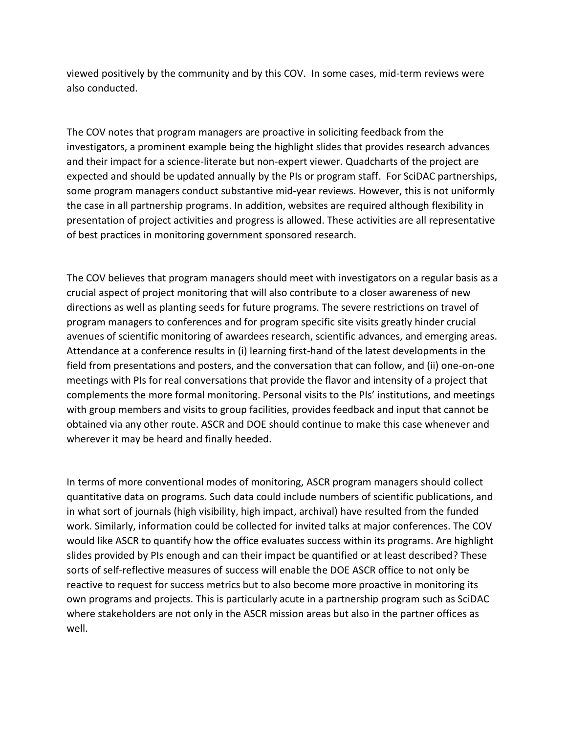viewed positively by the community and by this COV. In some cases, mid-term reviews were also conducted.

The COV notes that program managers are proactive in soliciting feedback from the investigators, a prominent example being the highlight slides that provides research advances and their impact for a science-literate but non-expert viewer. Quadcharts of the project are expected and should be updated annually by the PIs or program staff. For SciDAC partnerships, some program managers conduct substantive mid-year reviews. However, this is not uniformly the case in all partnership programs. In addition, websites are required although flexibility in presentation of project activities and progress is allowed. These activities are all representative of best practices in monitoring government sponsored research.

The COV believes that program managers should meet with investigators on a regular basis as a crucial aspect of project monitoring that will also contribute to a closer awareness of new directions as well as planting seeds for future programs. The severe restrictions on travel of program managers to conferences and for program specific site visits greatly hinder crucial avenues of scientific monitoring of awardees research, scientific advances, and emerging areas. Attendance at a conference results in (i) learning first-hand of the latest developments in the field from presentations and posters, and the conversation that can follow, and (ii) one-on-one meetings with PIs for real conversations that provide the flavor and intensity of a project that complements the more formal monitoring. Personal visits to the PIs' institutions, and meetings with group members and visits to group facilities, provides feedback and input that cannot be obtained via any other route. ASCR and DOE should continue to make this case whenever and wherever it may be heard and finally heeded.

In terms of more conventional modes of monitoring, ASCR program managers should collect quantitative data on programs. Such data could include numbers of scientific publications, and in what sort of journals (high visibility, high impact, archival) have resulted from the funded work. Similarly, information could be collected for invited talks at major conferences. The COV would like ASCR to quantify how the office evaluates success within its programs. Are highlight slides provided by PIs enough and can their impact be quantified or at least described? These sorts of self-reflective measures of success will enable the DOE ASCR office to not only be reactive to request for success metrics but to also become more proactive in monitoring its own programs and projects. This is particularly acute in a partnership program such as SciDAC where stakeholders are not only in the ASCR mission areas but also in the partner offices as well.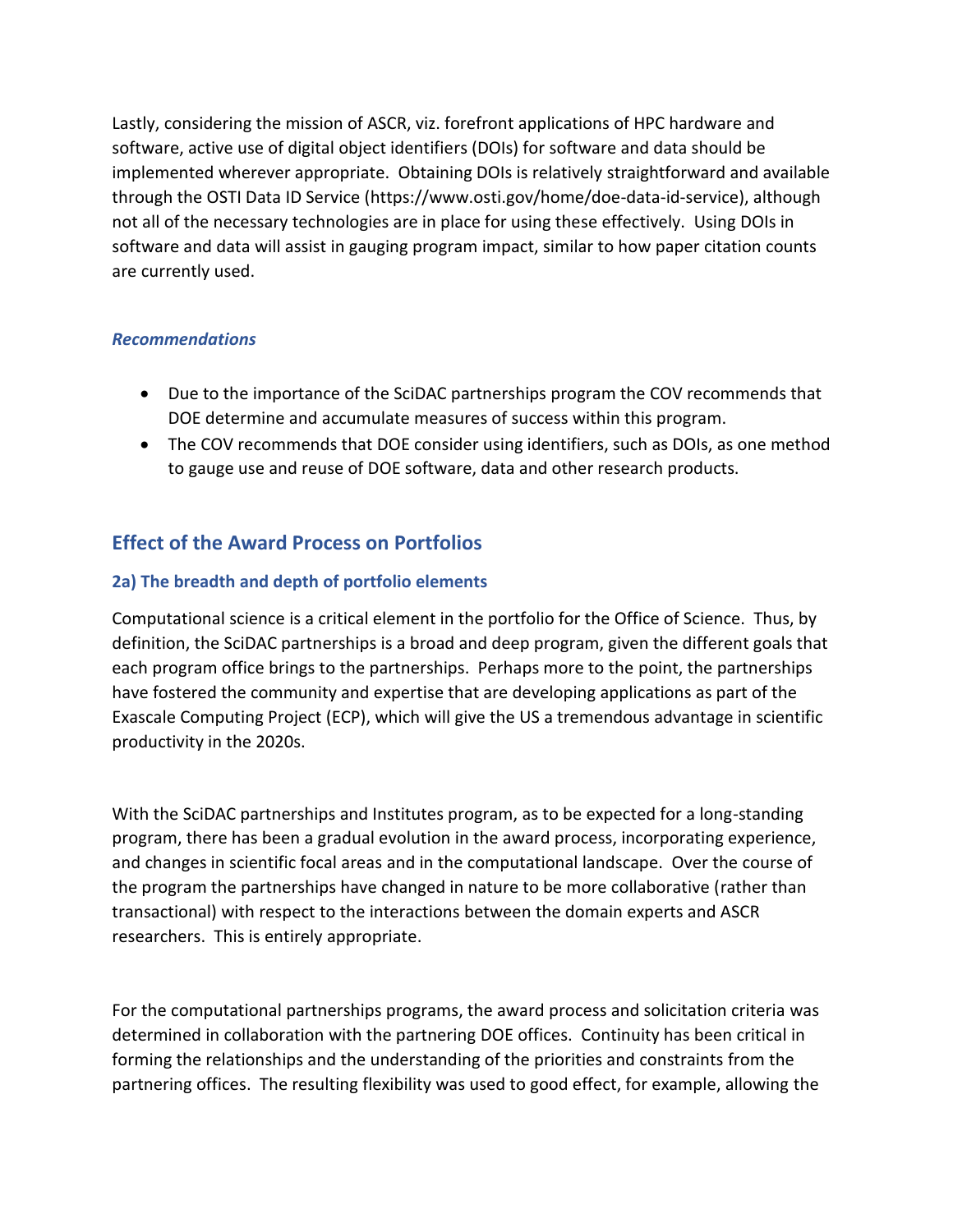Lastly, considering the mission of ASCR, viz. forefront applications of HPC hardware and software, active use of digital object identifiers (DOIs) for software and data should be implemented wherever appropriate. Obtaining DOIs is relatively straightforward and available through the OSTI Data ID Service (https://www.osti.gov/home/doe-data-id-service), although not all of the necessary technologies are in place for using these effectively. Using DOIs in software and data will assist in gauging program impact, similar to how paper citation counts are currently used.

***Recommendations***

- Due to the importance of the SciDAC partnerships program the COV recommends that DOE determine and accumulate measures of success within this program.
- The COV recommends that DOE consider using identifiers, such as DOIs, as one method to gauge use and reuse of DOE software, data and other research products.

## Effect of the Award Process on Portfolios

### 2a) The breadth and depth of portfolio elements

Computational science is a critical element in the portfolio for the Office of Science. Thus, by definition, the SciDAC partnerships is a broad and deep program, given the different goals that each program office brings to the partnerships. Perhaps more to the point, the partnerships have fostered the community and expertise that are developing applications as part of the Exascale Computing Project (ECP), which will give the US a tremendous advantage in scientific productivity in the 2020s.

With the SciDAC partnerships and Institutes program, as to be expected for a long-standing program, there has been a gradual evolution in the award process, incorporating experience, and changes in scientific focal areas and in the computational landscape. Over the course of the program the partnerships have changed in nature to be more collaborative (rather than transactional) with respect to the interactions between the domain experts and ASCR researchers. This is entirely appropriate.

For the computational partnerships programs, the award process and solicitation criteria was determined in collaboration with the partnering DOE offices. Continuity has been critical in forming the relationships and the understanding of the priorities and constraints from the partnering offices. The resulting flexibility was used to good effect, for example, allowing the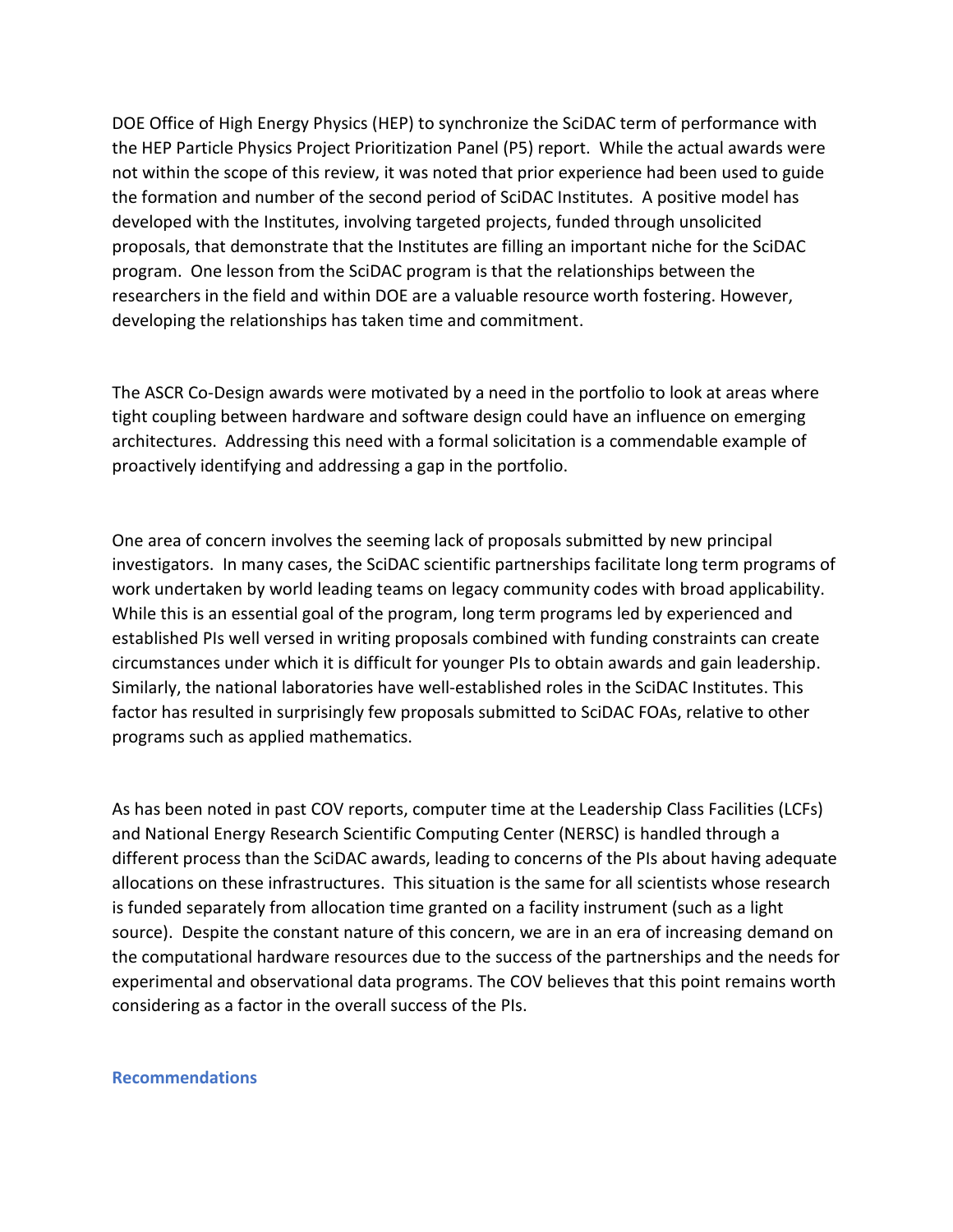DOE Office of High Energy Physics (HEP) to synchronize the SciDAC term of performance with the HEP Particle Physics Project Prioritization Panel (P5) report. While the actual awards were not within the scope of this review, it was noted that prior experience had been used to guide the formation and number of the second period of SciDAC Institutes. A positive model has developed with the Institutes, involving targeted projects, funded through unsolicited proposals, that demonstrate that the Institutes are filling an important niche for the SciDAC program. One lesson from the SciDAC program is that the relationships between the researchers in the field and within DOE are a valuable resource worth fostering. However, developing the relationships has taken time and commitment.

The ASCR Co-Design awards were motivated by a need in the portfolio to look at areas where tight coupling between hardware and software design could have an influence on emerging architectures. Addressing this need with a formal solicitation is a commendable example of proactively identifying and addressing a gap in the portfolio.

One area of concern involves the seeming lack of proposals submitted by new principal investigators. In many cases, the SciDAC scientific partnerships facilitate long term programs of work undertaken by world leading teams on legacy community codes with broad applicability. While this is an essential goal of the program, long term programs led by experienced and established PIs well versed in writing proposals combined with funding constraints can create circumstances under which it is difficult for younger PIs to obtain awards and gain leadership. Similarly, the national laboratories have well-established roles in the SciDAC Institutes. This factor has resulted in surprisingly few proposals submitted to SciDAC FOAs, relative to other programs such as applied mathematics.

As has been noted in past COV reports, computer time at the Leadership Class Facilities (LCFs) and National Energy Research Scientific Computing Center (NERSC) is handled through a different process than the SciDAC awards, leading to concerns of the PIs about having adequate allocations on these infrastructures. This situation is the same for all scientists whose research is funded separately from allocation time granted on a facility instrument (such as a light source). Despite the constant nature of this concern, we are in an era of increasing demand on the computational hardware resources due to the success of the partnerships and the needs for experimental and observational data programs. The COV believes that this point remains worth considering as a factor in the overall success of the PIs.

### Recommendations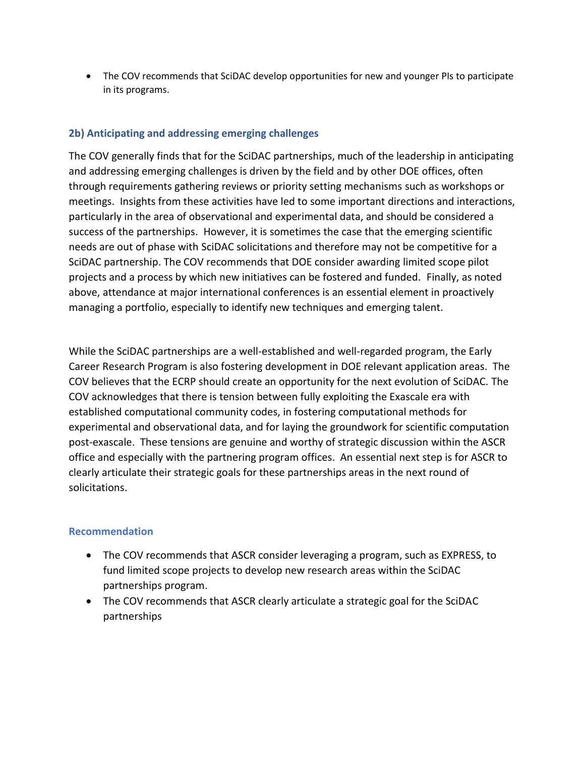- The COV recommends that SciDAC develop opportunities for new and younger PIs to participate in its programs.

### 2b) Anticipating and addressing emerging challenges

The COV generally finds that for the SciDAC partnerships, much of the leadership in anticipating and addressing emerging challenges is driven by the field and by other DOE offices, often through requirements gathering reviews or priority setting mechanisms such as workshops or meetings. Insights from these activities have led to some important directions and interactions, particularly in the area of observational and experimental data, and should be considered a success of the partnerships. However, it is sometimes the case that the emerging scientific needs are out of phase with SciDAC solicitations and therefore may not be competitive for a SciDAC partnership. The COV recommends that DOE consider awarding limited scope pilot projects and a process by which new initiatives can be fostered and funded. Finally, as noted above, attendance at major international conferences is an essential element in proactively managing a portfolio, especially to identify new techniques and emerging talent.

While the SciDAC partnerships are a well-established and well-regarded program, the Early Career Research Program is also fostering development in DOE relevant application areas. The COV believes that the ECRP should create an opportunity for the next evolution of SciDAC. The COV acknowledges that there is tension between fully exploiting the Exascale era with established computational community codes, in fostering computational methods for experimental and observational data, and for laying the groundwork for scientific computation post-exascale. These tensions are genuine and worthy of strategic discussion within the ASCR office and especially with the partnering program offices. An essential next step is for ASCR to clearly articulate their strategic goals for these partnerships areas in the next round of solicitations.

#### Recommendation

- The COV recommends that ASCR consider leveraging a program, such as EXPRESS, to fund limited scope projects to develop new research areas within the SciDAC partnerships program.
- The COV recommends that ASCR clearly articulate a strategic goal for the SciDAC partnerships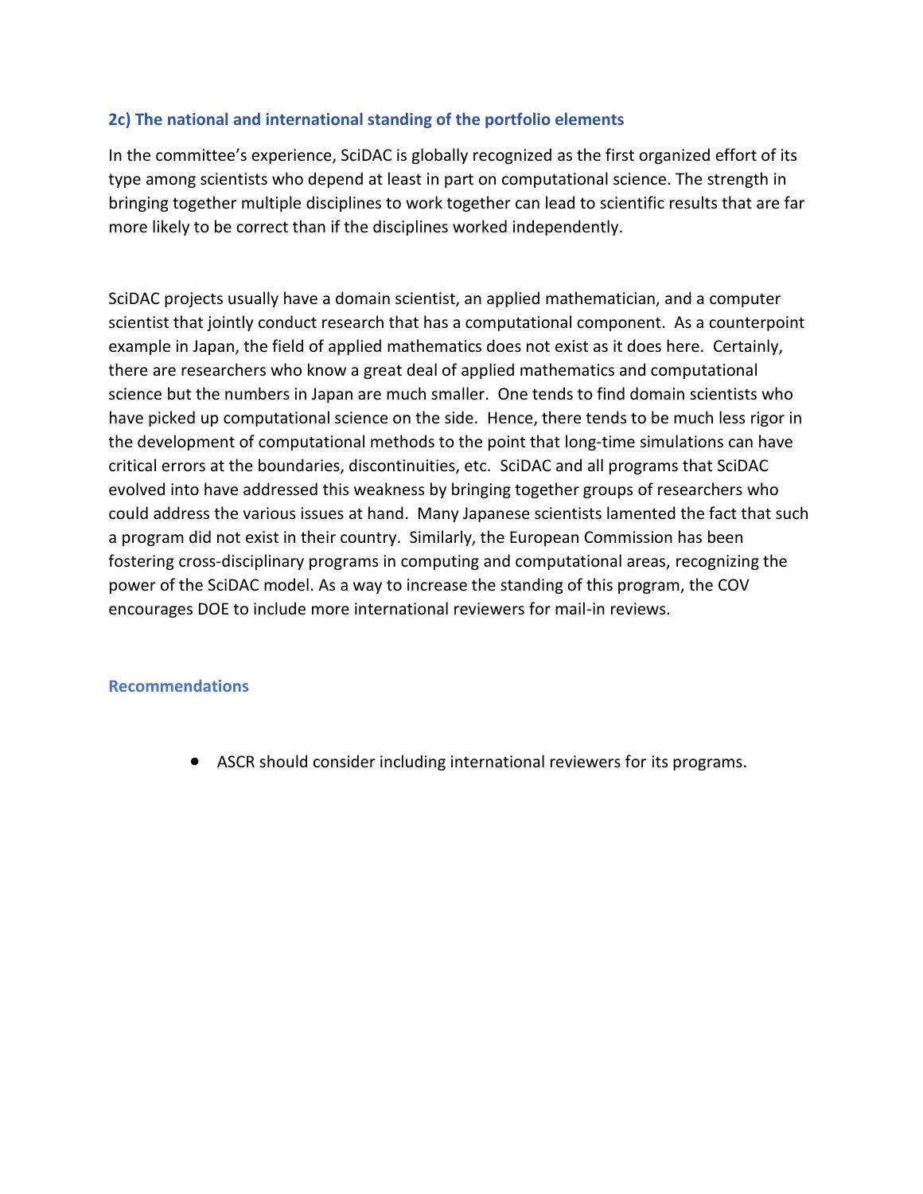### 2c) The national and international standing of the portfolio elements

In the committee's experience, SciDAC is globally recognized as the first organized effort of its type among scientists who depend at least in part on computational science. The strength in bringing together multiple disciplines to work together can lead to scientific results that are far more likely to be correct than if the disciplines worked independently.

SciDAC projects usually have a domain scientist, an applied mathematician, and a computer scientist that jointly conduct research that has a computational component. As a counterpoint example in Japan, the field of applied mathematics does not exist as it does here. Certainly, there are researchers who know a great deal of applied mathematics and computational science but the numbers in Japan are much smaller. One tends to find domain scientists who have picked up computational science on the side. Hence, there tends to be much less rigor in the development of computational methods to the point that long-time simulations can have critical errors at the boundaries, discontinuities, etc. SciDAC and all programs that SciDAC evolved into have addressed this weakness by bringing together groups of researchers who could address the various issues at hand. Many Japanese scientists lamented the fact that such a program did not exist in their country. Similarly, the European Commission has been fostering cross-disciplinary programs in computing and computational areas, recognizing the power of the SciDAC model. As a way to increase the standing of this program, the COV encourages DOE to include more international reviewers for mail-in reviews.

#### Recommendations

- ASCR should consider including international reviewers for its programs.